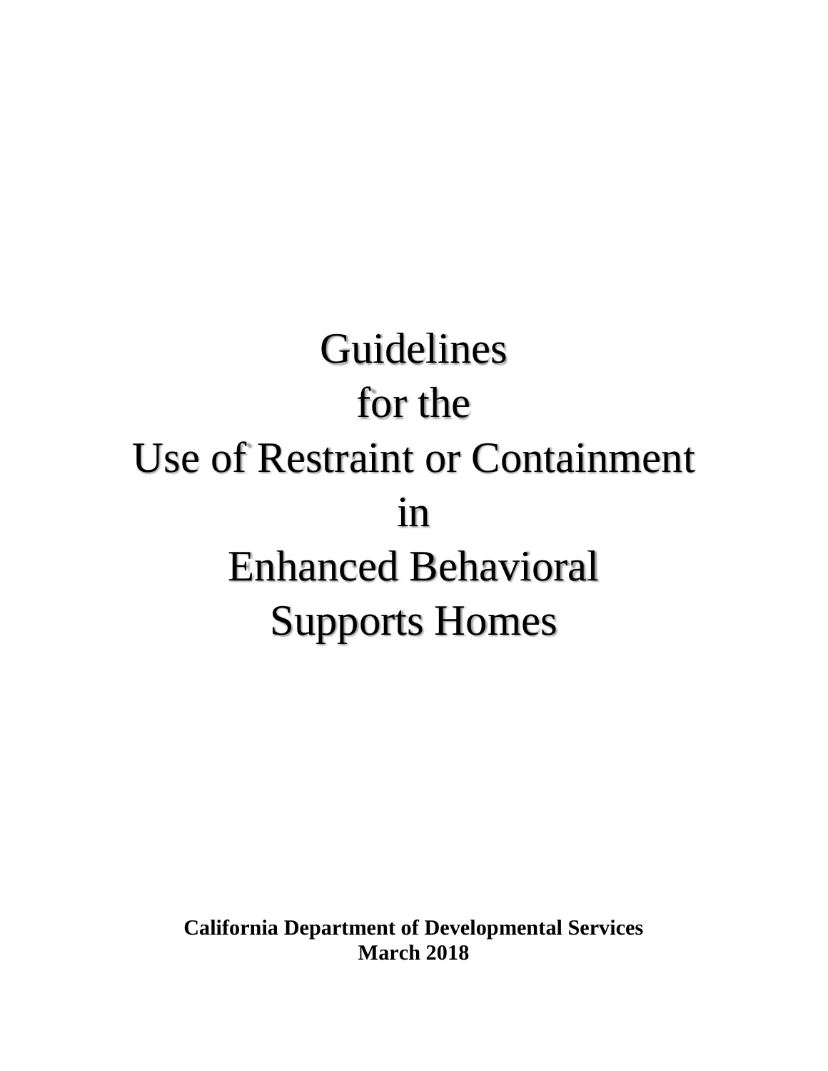# Guidelines for the Use of Restraint or Containment in Enhanced Behavioral Supports Homes

**California Department of Developmental Services**
**March 2018**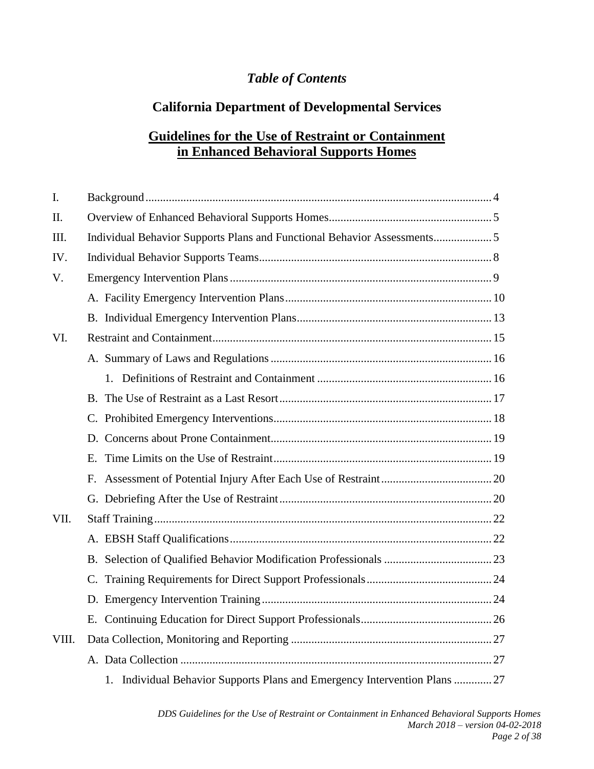*Table of Contents*

## California Department of Developmental Services

## Guidelines for the Use of Restraint or Containment in Enhanced Behavioral Supports Homes

I. Background ..... 4

II. Overview of Enhanced Behavioral Supports Homes ..... 5

III. Individual Behavior Supports Plans and Functional Behavior Assessments ..... 5

IV. Individual Behavior Supports Teams ..... 8

V. Emergency Intervention Plans ..... 9

- A. Facility Emergency Intervention Plans ..... 10
- B. Individual Emergency Intervention Plans ..... 13

VI. Restraint and Containment ..... 15

- A. Summary of Laws and Regulations ..... 16
  - 1. Definitions of Restraint and Containment ..... 16
- B. The Use of Restraint as a Last Resort ..... 17
- C. Prohibited Emergency Interventions ..... 18
- D. Concerns about Prone Containment ..... 19
- E. Time Limits on the Use of Restraint ..... 19
- F. Assessment of Potential Injury After Each Use of Restraint ..... 20
- G. Debriefing After the Use of Restraint ..... 20

VII. Staff Training ..... 22

- A. EBSH Staff Qualifications ..... 22
- B. Selection of Qualified Behavior Modification Professionals ..... 23
- C. Training Requirements for Direct Support Professionals ..... 24
- D. Emergency Intervention Training ..... 24
- E. Continuing Education for Direct Support Professionals ..... 26

VIII. Data Collection, Monitoring and Reporting ..... 27

- A. Data Collection ..... 27
  - 1. Individual Behavior Supports Plans and Emergency Intervention Plans ..... 27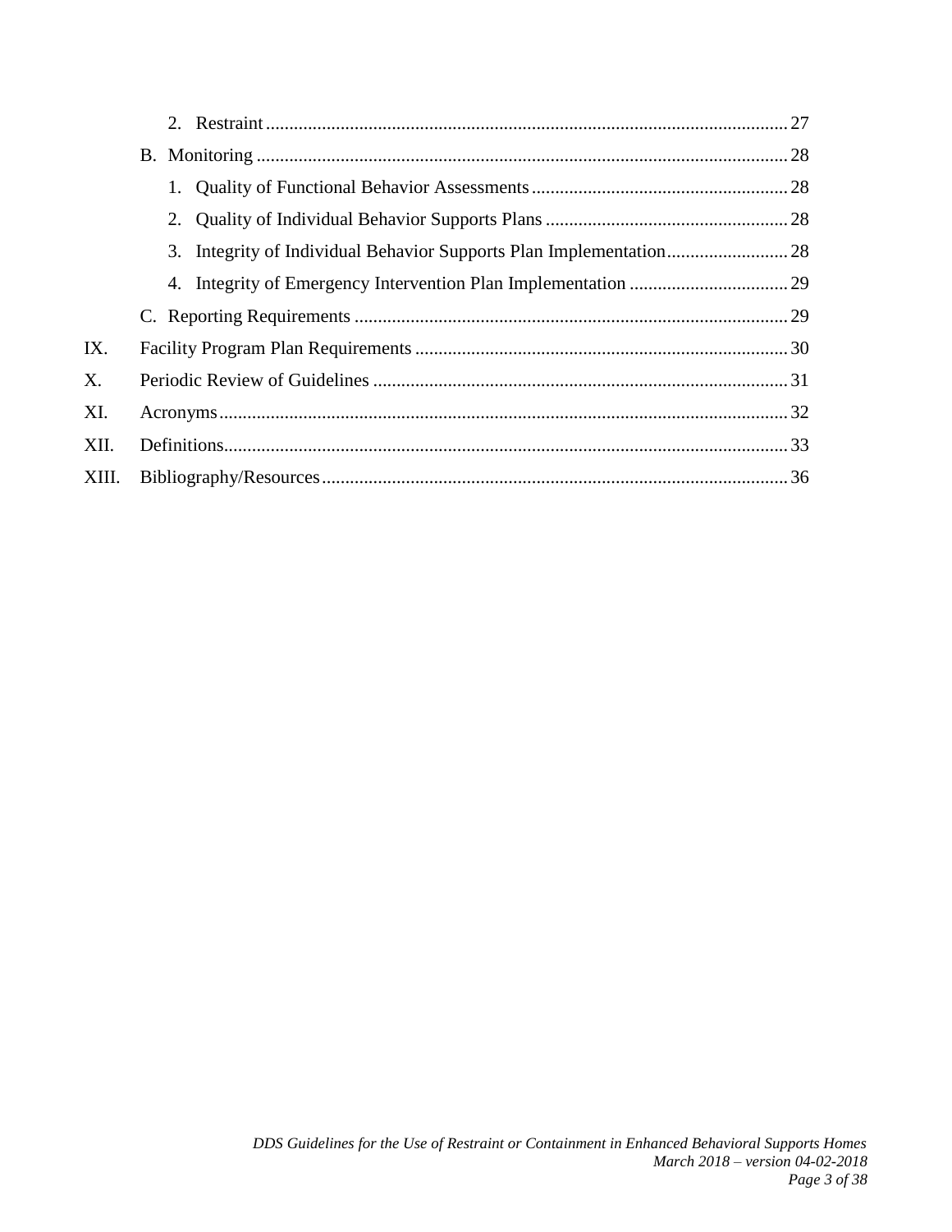- 2. Restraint ........ 27
- B. Monitoring ........ 28
  - 1. Quality of Functional Behavior Assessments ........ 28
  - 2. Quality of Individual Behavior Supports Plans ........ 28
  - 3. Integrity of Individual Behavior Supports Plan Implementation ........ 28
  - 4. Integrity of Emergency Intervention Plan Implementation ........ 29
- C. Reporting Requirements ........ 29

IX. Facility Program Plan Requirements ........ 30

X. Periodic Review of Guidelines ........ 31

XI. Acronyms ........ 32

XII. Definitions ........ 33

XIII. Bibliography/Resources ........ 36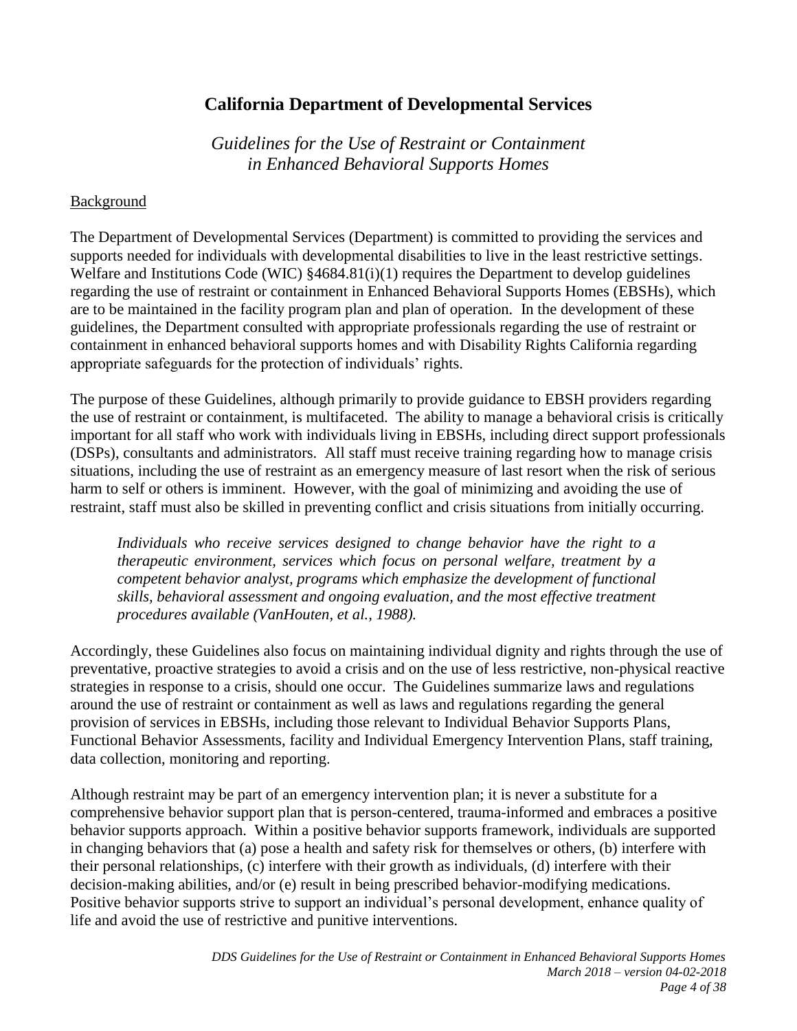# California Department of Developmental Services

*Guidelines for the Use of Restraint or Containment in Enhanced Behavioral Supports Homes*

## Background

The Department of Developmental Services (Department) is committed to providing the services and supports needed for individuals with developmental disabilities to live in the least restrictive settings. Welfare and Institutions Code (WIC) §4684.81(i)(1) requires the Department to develop guidelines regarding the use of restraint or containment in Enhanced Behavioral Supports Homes (EBSHs), which are to be maintained in the facility program plan and plan of operation. In the development of these guidelines, the Department consulted with appropriate professionals regarding the use of restraint or containment in enhanced behavioral supports homes and with Disability Rights California regarding appropriate safeguards for the protection of individuals' rights.

The purpose of these Guidelines, although primarily to provide guidance to EBSH providers regarding the use of restraint or containment, is multifaceted. The ability to manage a behavioral crisis is critically important for all staff who work with individuals living in EBSHs, including direct support professionals (DSPs), consultants and administrators. All staff must receive training regarding how to manage crisis situations, including the use of restraint as an emergency measure of last resort when the risk of serious harm to self or others is imminent. However, with the goal of minimizing and avoiding the use of restraint, staff must also be skilled in preventing conflict and crisis situations from initially occurring.

> *Individuals who receive services designed to change behavior have the right to a therapeutic environment, services which focus on personal welfare, treatment by a competent behavior analyst, programs which emphasize the development of functional skills, behavioral assessment and ongoing evaluation, and the most effective treatment procedures available (VanHouten, et al., 1988).*

Accordingly, these Guidelines also focus on maintaining individual dignity and rights through the use of preventative, proactive strategies to avoid a crisis and on the use of less restrictive, non-physical reactive strategies in response to a crisis, should one occur. The Guidelines summarize laws and regulations around the use of restraint or containment as well as laws and regulations regarding the general provision of services in EBSHs, including those relevant to Individual Behavior Supports Plans, Functional Behavior Assessments, facility and Individual Emergency Intervention Plans, staff training, data collection, monitoring and reporting.

Although restraint may be part of an emergency intervention plan; it is never a substitute for a comprehensive behavior support plan that is person-centered, trauma-informed and embraces a positive behavior supports approach. Within a positive behavior supports framework, individuals are supported in changing behaviors that (a) pose a health and safety risk for themselves or others, (b) interfere with their personal relationships, (c) interfere with their growth as individuals, (d) interfere with their decision-making abilities, and/or (e) result in being prescribed behavior-modifying medications. Positive behavior supports strive to support an individual's personal development, enhance quality of life and avoid the use of restrictive and punitive interventions.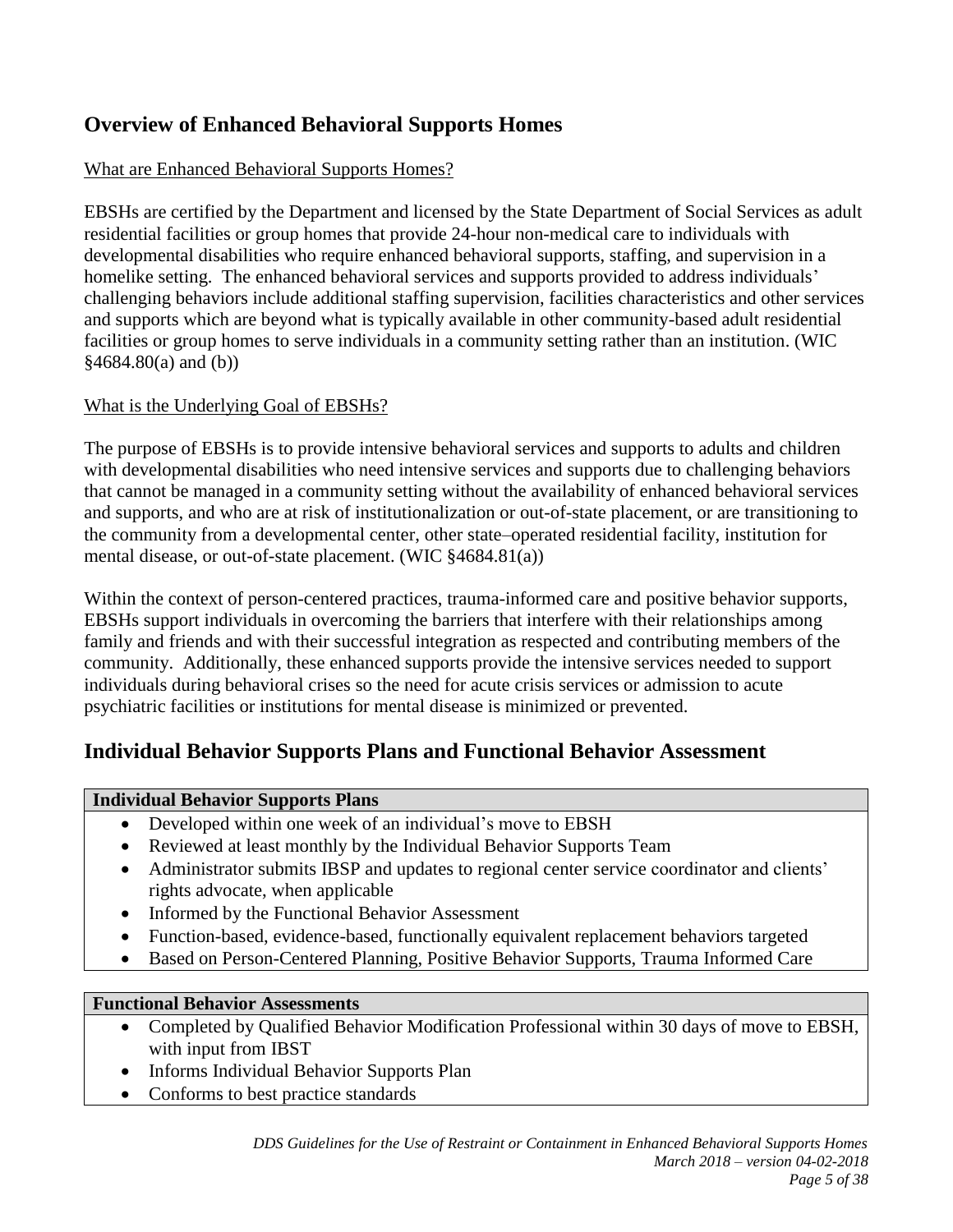## Overview of Enhanced Behavioral Supports Homes

What are Enhanced Behavioral Supports Homes?

EBSHs are certified by the Department and licensed by the State Department of Social Services as adult residential facilities or group homes that provide 24-hour non-medical care to individuals with developmental disabilities who require enhanced behavioral supports, staffing, and supervision in a homelike setting. The enhanced behavioral services and supports provided to address individuals' challenging behaviors include additional staffing supervision, facilities characteristics and other services and supports which are beyond what is typically available in other community-based adult residential facilities or group homes to serve individuals in a community setting rather than an institution. (WIC §4684.80(a) and (b))

What is the Underlying Goal of EBSHs?

The purpose of EBSHs is to provide intensive behavioral services and supports to adults and children with developmental disabilities who need intensive services and supports due to challenging behaviors that cannot be managed in a community setting without the availability of enhanced behavioral services and supports, and who are at risk of institutionalization or out-of-state placement, or are transitioning to the community from a developmental center, other state–operated residential facility, institution for mental disease, or out-of-state placement. (WIC §4684.81(a))

Within the context of person-centered practices, trauma-informed care and positive behavior supports, EBSHs support individuals in overcoming the barriers that interfere with their relationships among family and friends and with their successful integration as respected and contributing members of the community. Additionally, these enhanced supports provide the intensive services needed to support individuals during behavioral crises so the need for acute crisis services or admission to acute psychiatric facilities or institutions for mental disease is minimized or prevented.

## Individual Behavior Supports Plans and Functional Behavior Assessment

**Individual Behavior Supports Plans**

- Developed within one week of an individual's move to EBSH
- Reviewed at least monthly by the Individual Behavior Supports Team
- Administrator submits IBSP and updates to regional center service coordinator and clients' rights advocate, when applicable
- Informed by the Functional Behavior Assessment
- Function-based, evidence-based, functionally equivalent replacement behaviors targeted
- Based on Person-Centered Planning, Positive Behavior Supports, Trauma Informed Care

**Functional Behavior Assessments**

- Completed by Qualified Behavior Modification Professional within 30 days of move to EBSH, with input from IBST
- Informs Individual Behavior Supports Plan
- Conforms to best practice standards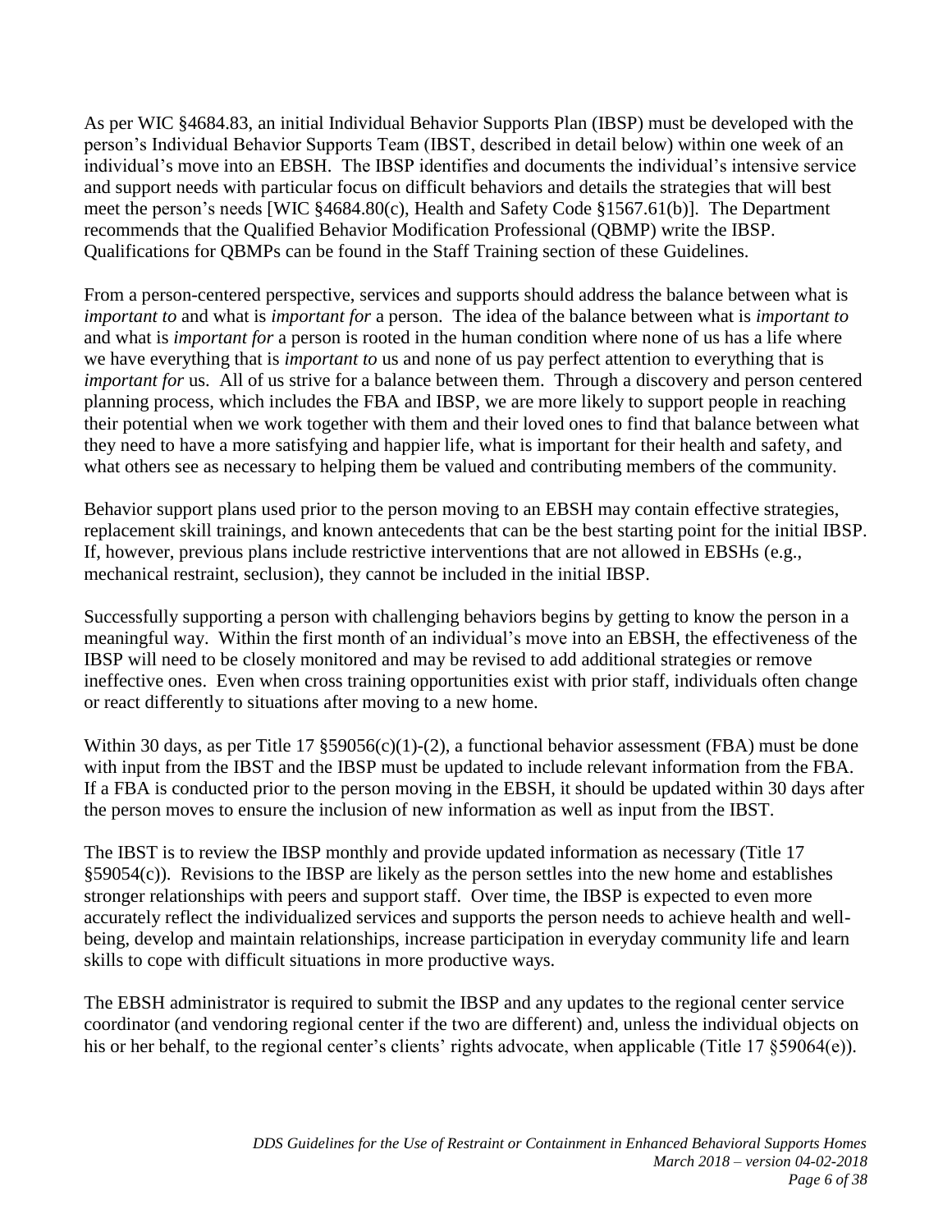As per WIC §4684.83, an initial Individual Behavior Supports Plan (IBSP) must be developed with the person's Individual Behavior Supports Team (IBST, described in detail below) within one week of an individual's move into an EBSH. The IBSP identifies and documents the individual's intensive service and support needs with particular focus on difficult behaviors and details the strategies that will best meet the person's needs [WIC §4684.80(c), Health and Safety Code §1567.61(b)]. The Department recommends that the Qualified Behavior Modification Professional (QBMP) write the IBSP. Qualifications for QBMPs can be found in the Staff Training section of these Guidelines.

From a person-centered perspective, services and supports should address the balance between what is *important to* and what is *important for* a person. The idea of the balance between what is *important to* and what is *important for* a person is rooted in the human condition where none of us has a life where we have everything that is *important to* us and none of us pay perfect attention to everything that is *important for* us. All of us strive for a balance between them. Through a discovery and person centered planning process, which includes the FBA and IBSP, we are more likely to support people in reaching their potential when we work together with them and their loved ones to find that balance between what they need to have a more satisfying and happier life, what is important for their health and safety, and what others see as necessary to helping them be valued and contributing members of the community.

Behavior support plans used prior to the person moving to an EBSH may contain effective strategies, replacement skill trainings, and known antecedents that can be the best starting point for the initial IBSP. If, however, previous plans include restrictive interventions that are not allowed in EBSHs (e.g., mechanical restraint, seclusion), they cannot be included in the initial IBSP.

Successfully supporting a person with challenging behaviors begins by getting to know the person in a meaningful way. Within the first month of an individual's move into an EBSH, the effectiveness of the IBSP will need to be closely monitored and may be revised to add additional strategies or remove ineffective ones. Even when cross training opportunities exist with prior staff, individuals often change or react differently to situations after moving to a new home.

Within 30 days, as per Title 17 §59056(c)(1)-(2), a functional behavior assessment (FBA) must be done with input from the IBST and the IBSP must be updated to include relevant information from the FBA. If a FBA is conducted prior to the person moving in the EBSH, it should be updated within 30 days after the person moves to ensure the inclusion of new information as well as input from the IBST.

The IBST is to review the IBSP monthly and provide updated information as necessary (Title 17 §59054(c)). Revisions to the IBSP are likely as the person settles into the new home and establishes stronger relationships with peers and support staff. Over time, the IBSP is expected to even more accurately reflect the individualized services and supports the person needs to achieve health and well-being, develop and maintain relationships, increase participation in everyday community life and learn skills to cope with difficult situations in more productive ways.

The EBSH administrator is required to submit the IBSP and any updates to the regional center service coordinator (and vendoring regional center if the two are different) and, unless the individual objects on his or her behalf, to the regional center's clients' rights advocate, when applicable (Title 17 §59064(e)).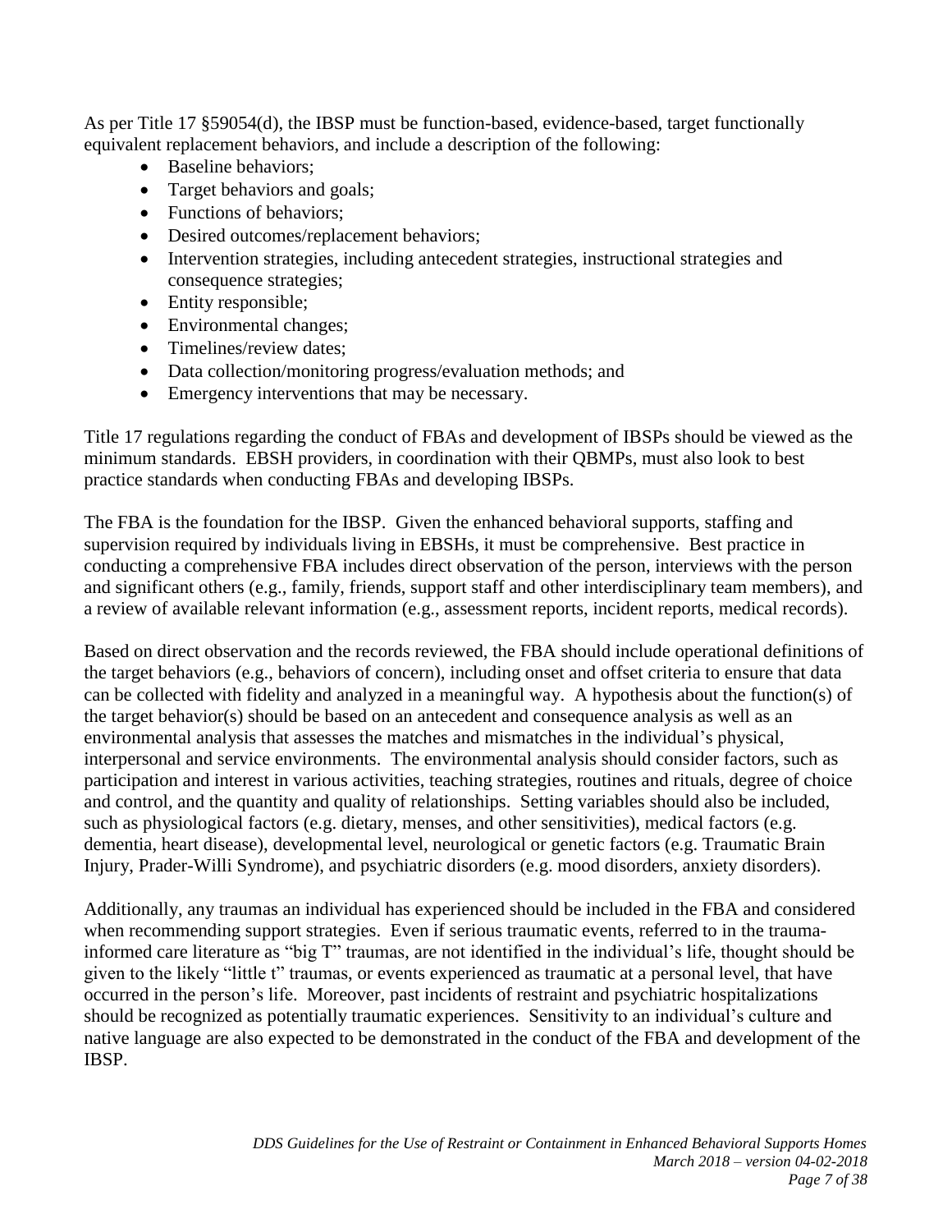As per Title 17 §59054(d), the IBSP must be function-based, evidence-based, target functionally equivalent replacement behaviors, and include a description of the following:

- Baseline behaviors;
- Target behaviors and goals;
- Functions of behaviors;
- Desired outcomes/replacement behaviors;
- Intervention strategies, including antecedent strategies, instructional strategies and consequence strategies;
- Entity responsible;
- Environmental changes;
- Timelines/review dates;
- Data collection/monitoring progress/evaluation methods; and
- Emergency interventions that may be necessary.

Title 17 regulations regarding the conduct of FBAs and development of IBSPs should be viewed as the minimum standards. EBSH providers, in coordination with their QBMPs, must also look to best practice standards when conducting FBAs and developing IBSPs.

The FBA is the foundation for the IBSP. Given the enhanced behavioral supports, staffing and supervision required by individuals living in EBSHs, it must be comprehensive. Best practice in conducting a comprehensive FBA includes direct observation of the person, interviews with the person and significant others (e.g., family, friends, support staff and other interdisciplinary team members), and a review of available relevant information (e.g., assessment reports, incident reports, medical records).

Based on direct observation and the records reviewed, the FBA should include operational definitions of the target behaviors (e.g., behaviors of concern), including onset and offset criteria to ensure that data can be collected with fidelity and analyzed in a meaningful way. A hypothesis about the function(s) of the target behavior(s) should be based on an antecedent and consequence analysis as well as an environmental analysis that assesses the matches and mismatches in the individual's physical, interpersonal and service environments. The environmental analysis should consider factors, such as participation and interest in various activities, teaching strategies, routines and rituals, degree of choice and control, and the quantity and quality of relationships. Setting variables should also be included, such as physiological factors (e.g. dietary, menses, and other sensitivities), medical factors (e.g. dementia, heart disease), developmental level, neurological or genetic factors (e.g. Traumatic Brain Injury, Prader-Willi Syndrome), and psychiatric disorders (e.g. mood disorders, anxiety disorders).

Additionally, any traumas an individual has experienced should be included in the FBA and considered when recommending support strategies. Even if serious traumatic events, referred to in the trauma-informed care literature as "big T" traumas, are not identified in the individual's life, thought should be given to the likely "little t" traumas, or events experienced as traumatic at a personal level, that have occurred in the person's life. Moreover, past incidents of restraint and psychiatric hospitalizations should be recognized as potentially traumatic experiences. Sensitivity to an individual's culture and native language are also expected to be demonstrated in the conduct of the FBA and development of the IBSP.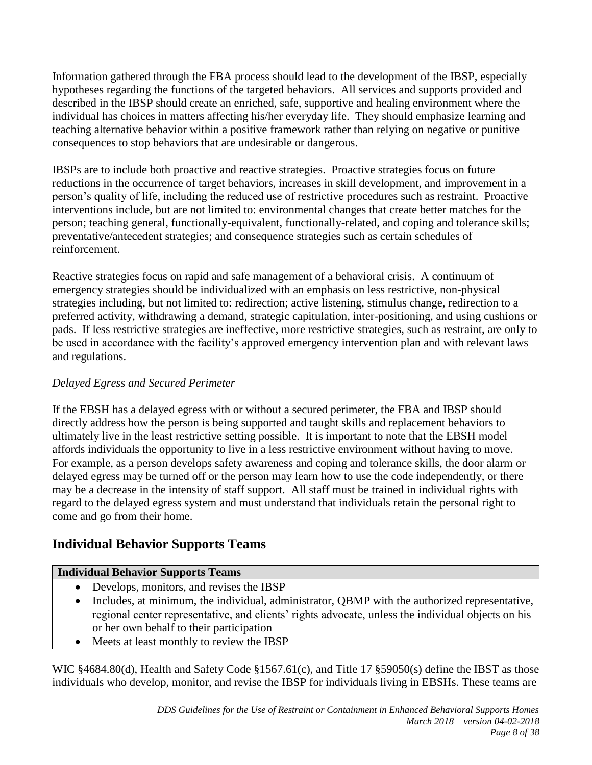Information gathered through the FBA process should lead to the development of the IBSP, especially hypotheses regarding the functions of the targeted behaviors. All services and supports provided and described in the IBSP should create an enriched, safe, supportive and healing environment where the individual has choices in matters affecting his/her everyday life. They should emphasize learning and teaching alternative behavior within a positive framework rather than relying on negative or punitive consequences to stop behaviors that are undesirable or dangerous.

IBSPs are to include both proactive and reactive strategies. Proactive strategies focus on future reductions in the occurrence of target behaviors, increases in skill development, and improvement in a person's quality of life, including the reduced use of restrictive procedures such as restraint. Proactive interventions include, but are not limited to: environmental changes that create better matches for the person; teaching general, functionally-equivalent, functionally-related, and coping and tolerance skills; preventative/antecedent strategies; and consequence strategies such as certain schedules of reinforcement.

Reactive strategies focus on rapid and safe management of a behavioral crisis. A continuum of emergency strategies should be individualized with an emphasis on less restrictive, non-physical strategies including, but not limited to: redirection; active listening, stimulus change, redirection to a preferred activity, withdrawing a demand, strategic capitulation, inter-positioning, and using cushions or pads. If less restrictive strategies are ineffective, more restrictive strategies, such as restraint, are only to be used in accordance with the facility's approved emergency intervention plan and with relevant laws and regulations.

*Delayed Egress and Secured Perimeter*

If the EBSH has a delayed egress with or without a secured perimeter, the FBA and IBSP should directly address how the person is being supported and taught skills and replacement behaviors to ultimately live in the least restrictive setting possible. It is important to note that the EBSH model affords individuals the opportunity to live in a less restrictive environment without having to move. For example, as a person develops safety awareness and coping and tolerance skills, the door alarm or delayed egress may be turned off or the person may learn how to use the code independently, or there may be a decrease in the intensity of staff support. All staff must be trained in individual rights with regard to the delayed egress system and must understand that individuals retain the personal right to come and go from their home.

## Individual Behavior Supports Teams

| **Individual Behavior Supports Teams** |
| --- |
| • Develops, monitors, and revises the IBSP<br>• Includes, at minimum, the individual, administrator, QBMP with the authorized representative, regional center representative, and clients' rights advocate, unless the individual objects on his or her own behalf to their participation<br>• Meets at least monthly to review the IBSP |

WIC §4684.80(d), Health and Safety Code §1567.61(c), and Title 17 §59050(s) define the IBST as those individuals who develop, monitor, and revise the IBSP for individuals living in EBSHs. These teams are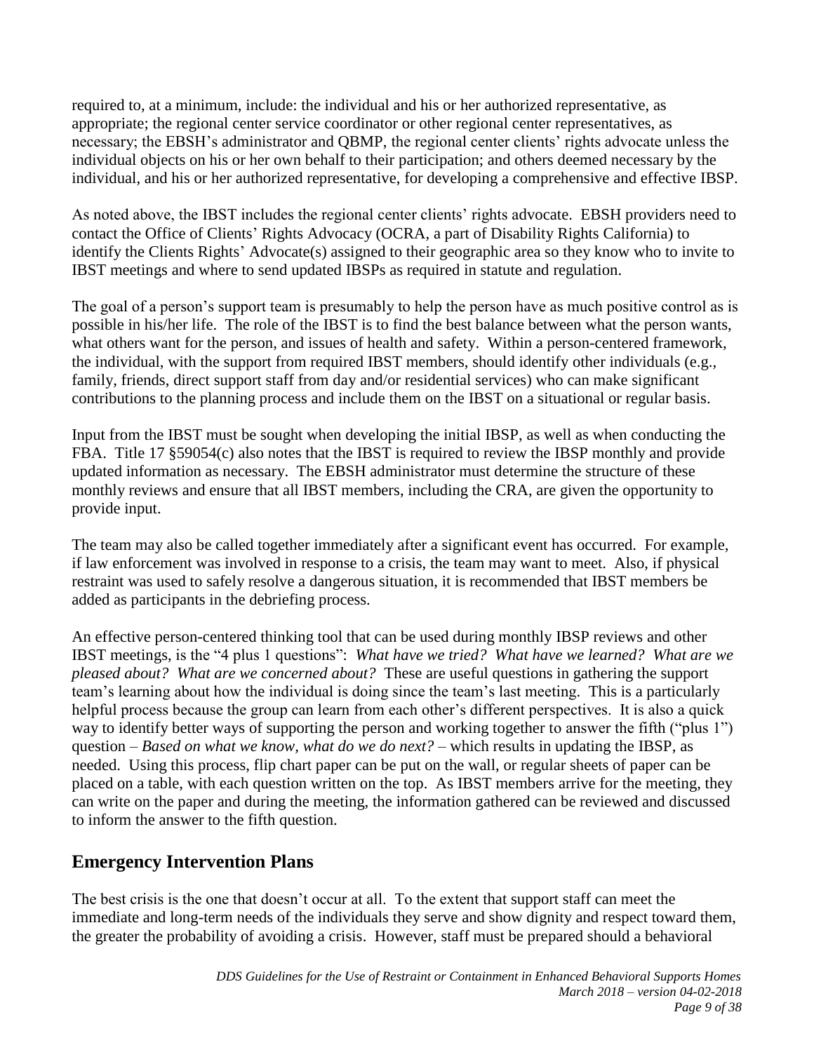required to, at a minimum, include: the individual and his or her authorized representative, as appropriate; the regional center service coordinator or other regional center representatives, as necessary; the EBSH's administrator and QBMP, the regional center clients' rights advocate unless the individual objects on his or her own behalf to their participation; and others deemed necessary by the individual, and his or her authorized representative, for developing a comprehensive and effective IBSP.

As noted above, the IBST includes the regional center clients' rights advocate. EBSH providers need to contact the Office of Clients' Rights Advocacy (OCRA, a part of Disability Rights California) to identify the Clients Rights' Advocate(s) assigned to their geographic area so they know who to invite to IBST meetings and where to send updated IBSPs as required in statute and regulation.

The goal of a person's support team is presumably to help the person have as much positive control as is possible in his/her life. The role of the IBST is to find the best balance between what the person wants, what others want for the person, and issues of health and safety. Within a person-centered framework, the individual, with the support from required IBST members, should identify other individuals (e.g., family, friends, direct support staff from day and/or residential services) who can make significant contributions to the planning process and include them on the IBST on a situational or regular basis.

Input from the IBST must be sought when developing the initial IBSP, as well as when conducting the FBA. Title 17 §59054(c) also notes that the IBST is required to review the IBSP monthly and provide updated information as necessary. The EBSH administrator must determine the structure of these monthly reviews and ensure that all IBST members, including the CRA, are given the opportunity to provide input.

The team may also be called together immediately after a significant event has occurred. For example, if law enforcement was involved in response to a crisis, the team may want to meet. Also, if physical restraint was used to safely resolve a dangerous situation, it is recommended that IBST members be added as participants in the debriefing process.

An effective person-centered thinking tool that can be used during monthly IBSP reviews and other IBST meetings, is the "4 plus 1 questions": *What have we tried? What have we learned? What are we pleased about? What are we concerned about?* These are useful questions in gathering the support team's learning about how the individual is doing since the team's last meeting. This is a particularly helpful process because the group can learn from each other's different perspectives. It is also a quick way to identify better ways of supporting the person and working together to answer the fifth ("plus 1") question – *Based on what we know, what do we do next?* – which results in updating the IBSP, as needed. Using this process, flip chart paper can be put on the wall, or regular sheets of paper can be placed on a table, with each question written on the top. As IBST members arrive for the meeting, they can write on the paper and during the meeting, the information gathered can be reviewed and discussed to inform the answer to the fifth question.

## Emergency Intervention Plans

The best crisis is the one that doesn't occur at all. To the extent that support staff can meet the immediate and long-term needs of the individuals they serve and show dignity and respect toward them, the greater the probability of avoiding a crisis. However, staff must be prepared should a behavioral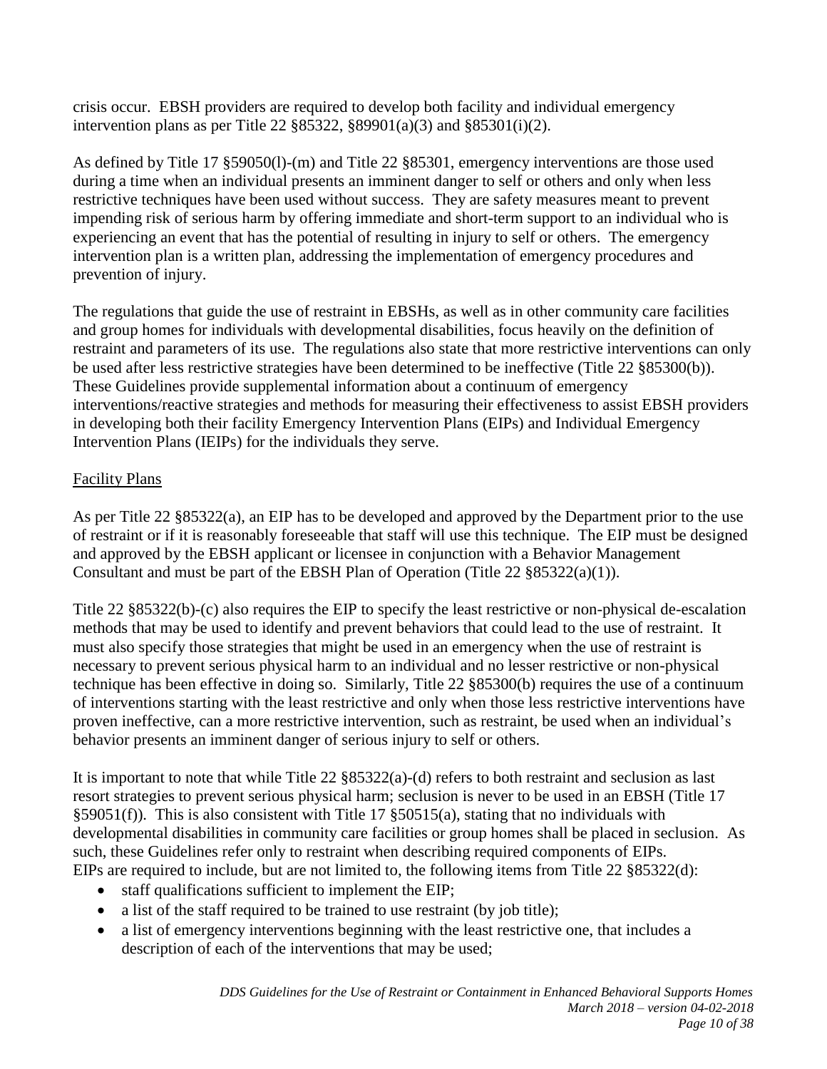crisis occur. EBSH providers are required to develop both facility and individual emergency intervention plans as per Title 22 §85322, §89901(a)(3) and §85301(i)(2).

As defined by Title 17 §59050(l)-(m) and Title 22 §85301, emergency interventions are those used during a time when an individual presents an imminent danger to self or others and only when less restrictive techniques have been used without success. They are safety measures meant to prevent impending risk of serious harm by offering immediate and short-term support to an individual who is experiencing an event that has the potential of resulting in injury to self or others. The emergency intervention plan is a written plan, addressing the implementation of emergency procedures and prevention of injury.

The regulations that guide the use of restraint in EBSHs, as well as in other community care facilities and group homes for individuals with developmental disabilities, focus heavily on the definition of restraint and parameters of its use. The regulations also state that more restrictive interventions can only be used after less restrictive strategies have been determined to be ineffective (Title 22 §85300(b)). These Guidelines provide supplemental information about a continuum of emergency interventions/reactive strategies and methods for measuring their effectiveness to assist EBSH providers in developing both their facility Emergency Intervention Plans (EIPs) and Individual Emergency Intervention Plans (IEIPs) for the individuals they serve.

Facility Plans

As per Title 22 §85322(a), an EIP has to be developed and approved by the Department prior to the use of restraint or if it is reasonably foreseeable that staff will use this technique. The EIP must be designed and approved by the EBSH applicant or licensee in conjunction with a Behavior Management Consultant and must be part of the EBSH Plan of Operation (Title 22 §85322(a)(1)).

Title 22 §85322(b)-(c) also requires the EIP to specify the least restrictive or non-physical de-escalation methods that may be used to identify and prevent behaviors that could lead to the use of restraint. It must also specify those strategies that might be used in an emergency when the use of restraint is necessary to prevent serious physical harm to an individual and no lesser restrictive or non-physical technique has been effective in doing so. Similarly, Title 22 §85300(b) requires the use of a continuum of interventions starting with the least restrictive and only when those less restrictive interventions have proven ineffective, can a more restrictive intervention, such as restraint, be used when an individual's behavior presents an imminent danger of serious injury to self or others.

It is important to note that while Title 22 §85322(a)-(d) refers to both restraint and seclusion as last resort strategies to prevent serious physical harm; seclusion is never to be used in an EBSH (Title 17 §59051(f)). This is also consistent with Title 17 §50515(a), stating that no individuals with developmental disabilities in community care facilities or group homes shall be placed in seclusion. As such, these Guidelines refer only to restraint when describing required components of EIPs.

EIPs are required to include, but are not limited to, the following items from Title 22 §85322(d):

- staff qualifications sufficient to implement the EIP;
- a list of the staff required to be trained to use restraint (by job title);
- a list of emergency interventions beginning with the least restrictive one, that includes a description of each of the interventions that may be used;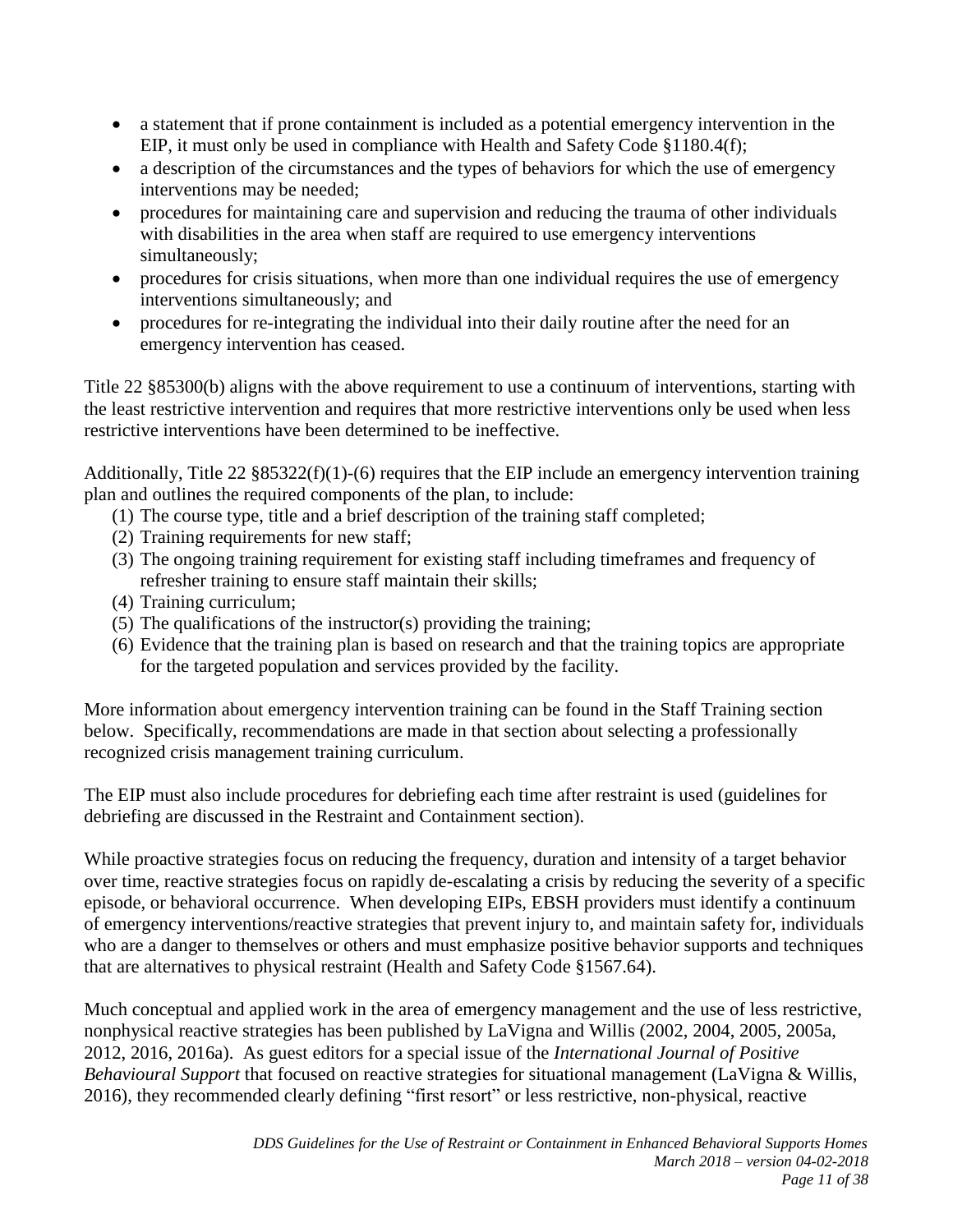- a statement that if prone containment is included as a potential emergency intervention in the EIP, it must only be used in compliance with Health and Safety Code §1180.4(f);
- a description of the circumstances and the types of behaviors for which the use of emergency interventions may be needed;
- procedures for maintaining care and supervision and reducing the trauma of other individuals with disabilities in the area when staff are required to use emergency interventions simultaneously;
- procedures for crisis situations, when more than one individual requires the use of emergency interventions simultaneously; and
- procedures for re-integrating the individual into their daily routine after the need for an emergency intervention has ceased.

Title 22 §85300(b) aligns with the above requirement to use a continuum of interventions, starting with the least restrictive intervention and requires that more restrictive interventions only be used when less restrictive interventions have been determined to be ineffective.

Additionally, Title 22 §85322(f)(1)-(6) requires that the EIP include an emergency intervention training plan and outlines the required components of the plan, to include:

(1) The course type, title and a brief description of the training staff completed;
(2) Training requirements for new staff;
(3) The ongoing training requirement for existing staff including timeframes and frequency of refresher training to ensure staff maintain their skills;
(4) Training curriculum;
(5) The qualifications of the instructor(s) providing the training;
(6) Evidence that the training plan is based on research and that the training topics are appropriate for the targeted population and services provided by the facility.

More information about emergency intervention training can be found in the Staff Training section below. Specifically, recommendations are made in that section about selecting a professionally recognized crisis management training curriculum.

The EIP must also include procedures for debriefing each time after restraint is used (guidelines for debriefing are discussed in the Restraint and Containment section).

While proactive strategies focus on reducing the frequency, duration and intensity of a target behavior over time, reactive strategies focus on rapidly de-escalating a crisis by reducing the severity of a specific episode, or behavioral occurrence. When developing EIPs, EBSH providers must identify a continuum of emergency interventions/reactive strategies that prevent injury to, and maintain safety for, individuals who are a danger to themselves or others and must emphasize positive behavior supports and techniques that are alternatives to physical restraint (Health and Safety Code §1567.64).

Much conceptual and applied work in the area of emergency management and the use of less restrictive, nonphysical reactive strategies has been published by LaVigna and Willis (2002, 2004, 2005, 2005a, 2012, 2016, 2016a). As guest editors for a special issue of the *International Journal of Positive Behavioural Support* that focused on reactive strategies for situational management (LaVigna & Willis, 2016), they recommended clearly defining "first resort" or less restrictive, non-physical, reactive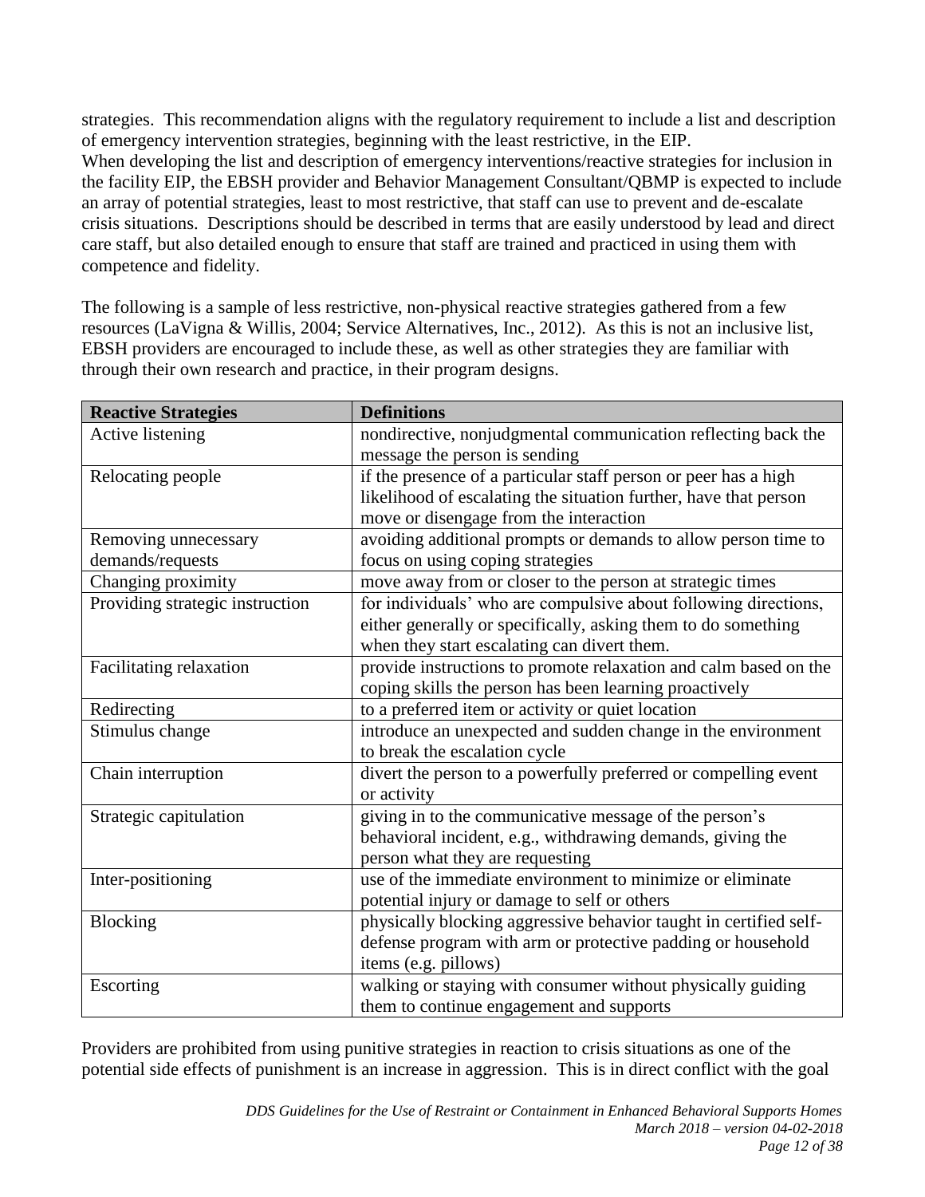strategies. This recommendation aligns with the regulatory requirement to include a list and description of emergency intervention strategies, beginning with the least restrictive, in the EIP.
When developing the list and description of emergency interventions/reactive strategies for inclusion in the facility EIP, the EBSH provider and Behavior Management Consultant/QBMP is expected to include an array of potential strategies, least to most restrictive, that staff can use to prevent and de-escalate crisis situations. Descriptions should be described in terms that are easily understood by lead and direct care staff, but also detailed enough to ensure that staff are trained and practiced in using them with competence and fidelity.

The following is a sample of less restrictive, non-physical reactive strategies gathered from a few resources (LaVigna & Willis, 2004; Service Alternatives, Inc., 2012). As this is not an inclusive list, EBSH providers are encouraged to include these, as well as other strategies they are familiar with through their own research and practice, in their program designs.

| Reactive Strategies | Definitions |
|---|---|
| Active listening | nondirective, nonjudgmental communication reflecting back the message the person is sending |
| Relocating people | if the presence of a particular staff person or peer has a high likelihood of escalating the situation further, have that person move or disengage from the interaction |
| Removing unnecessary demands/requests | avoiding additional prompts or demands to allow person time to focus on using coping strategies |
| Changing proximity | move away from or closer to the person at strategic times |
| Providing strategic instruction | for individuals' who are compulsive about following directions, either generally or specifically, asking them to do something when they start escalating can divert them. |
| Facilitating relaxation | provide instructions to promote relaxation and calm based on the coping skills the person has been learning proactively |
| Redirecting | to a preferred item or activity or quiet location |
| Stimulus change | introduce an unexpected and sudden change in the environment to break the escalation cycle |
| Chain interruption | divert the person to a powerfully preferred or compelling event or activity |
| Strategic capitulation | giving in to the communicative message of the person's behavioral incident, e.g., withdrawing demands, giving the person what they are requesting |
| Inter-positioning | use of the immediate environment to minimize or eliminate potential injury or damage to self or others |
| Blocking | physically blocking aggressive behavior taught in certified self-defense program with arm or protective padding or household items (e.g. pillows) |
| Escorting | walking or staying with consumer without physically guiding them to continue engagement and supports |

Providers are prohibited from using punitive strategies in reaction to crisis situations as one of the potential side effects of punishment is an increase in aggression. This is in direct conflict with the goal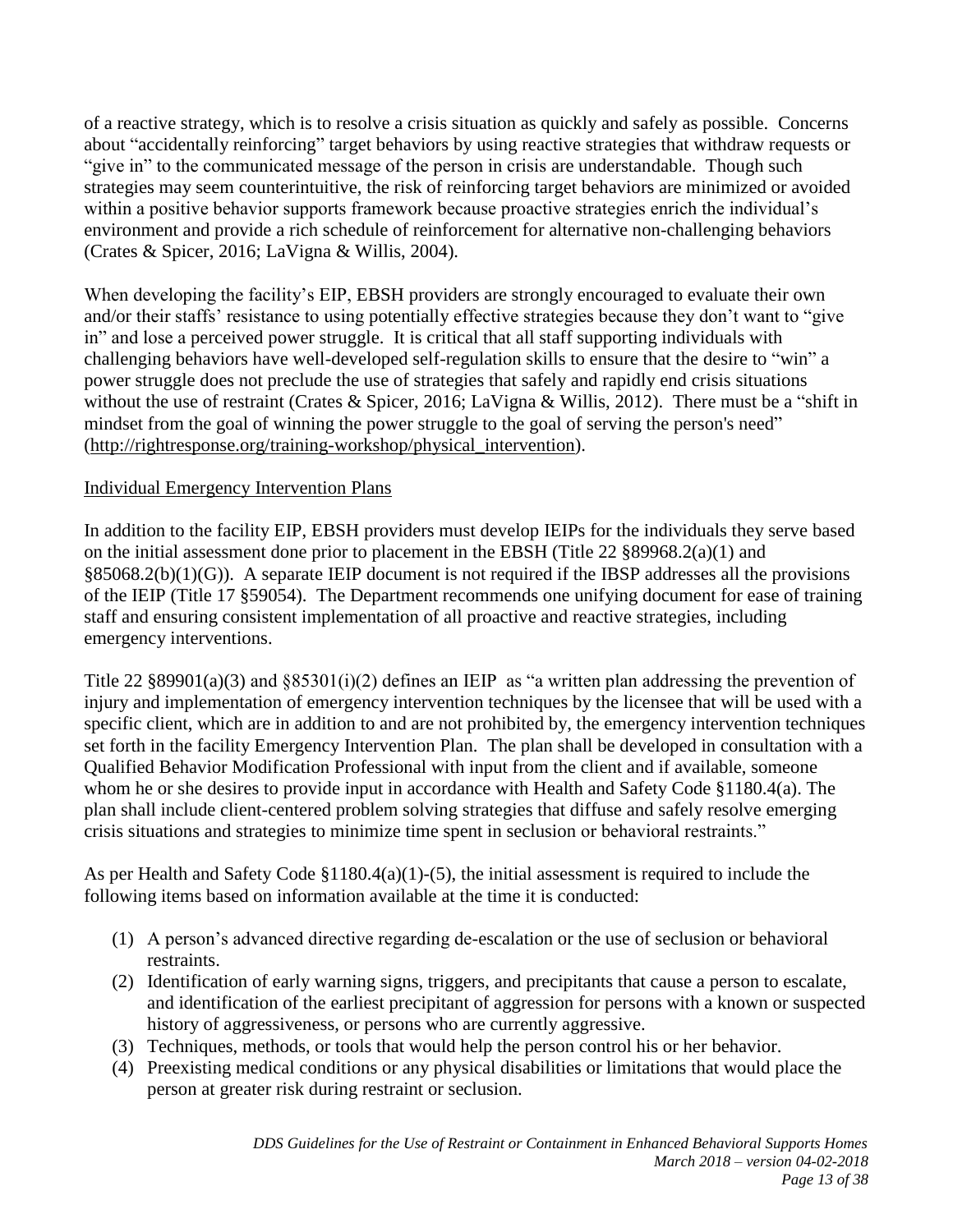of a reactive strategy, which is to resolve a crisis situation as quickly and safely as possible. Concerns about "accidentally reinforcing" target behaviors by using reactive strategies that withdraw requests or "give in" to the communicated message of the person in crisis are understandable. Though such strategies may seem counterintuitive, the risk of reinforcing target behaviors are minimized or avoided within a positive behavior supports framework because proactive strategies enrich the individual's environment and provide a rich schedule of reinforcement for alternative non-challenging behaviors (Crates & Spicer, 2016; LaVigna & Willis, 2004).

When developing the facility's EIP, EBSH providers are strongly encouraged to evaluate their own and/or their staffs' resistance to using potentially effective strategies because they don't want to "give in" and lose a perceived power struggle. It is critical that all staff supporting individuals with challenging behaviors have well-developed self-regulation skills to ensure that the desire to "win" a power struggle does not preclude the use of strategies that safely and rapidly end crisis situations without the use of restraint (Crates & Spicer, 2016; LaVigna & Willis, 2012). There must be a "shift in mindset from the goal of winning the power struggle to the goal of serving the person's need" (http://rightresponse.org/training-workshop/physical_intervention).

<u>Individual Emergency Intervention Plans</u>

In addition to the facility EIP, EBSH providers must develop IEIPs for the individuals they serve based on the initial assessment done prior to placement in the EBSH (Title 22 §89968.2(a)(1) and §85068.2(b)(1)(G)). A separate IEIP document is not required if the IBSP addresses all the provisions of the IEIP (Title 17 §59054). The Department recommends one unifying document for ease of training staff and ensuring consistent implementation of all proactive and reactive strategies, including emergency interventions.

Title 22 §89901(a)(3) and §85301(i)(2) defines an IEIP as "a written plan addressing the prevention of injury and implementation of emergency intervention techniques by the licensee that will be used with a specific client, which are in addition to and are not prohibited by, the emergency intervention techniques set forth in the facility Emergency Intervention Plan. The plan shall be developed in consultation with a Qualified Behavior Modification Professional with input from the client and if available, someone whom he or she desires to provide input in accordance with Health and Safety Code §1180.4(a). The plan shall include client-centered problem solving strategies that diffuse and safely resolve emerging crisis situations and strategies to minimize time spent in seclusion or behavioral restraints."

As per Health and Safety Code §1180.4(a)(1)-(5), the initial assessment is required to include the following items based on information available at the time it is conducted:

(1) A person's advanced directive regarding de-escalation or the use of seclusion or behavioral restraints.
(2) Identification of early warning signs, triggers, and precipitants that cause a person to escalate, and identification of the earliest precipitant of aggression for persons with a known or suspected history of aggressiveness, or persons who are currently aggressive.
(3) Techniques, methods, or tools that would help the person control his or her behavior.
(4) Preexisting medical conditions or any physical disabilities or limitations that would place the person at greater risk during restraint or seclusion.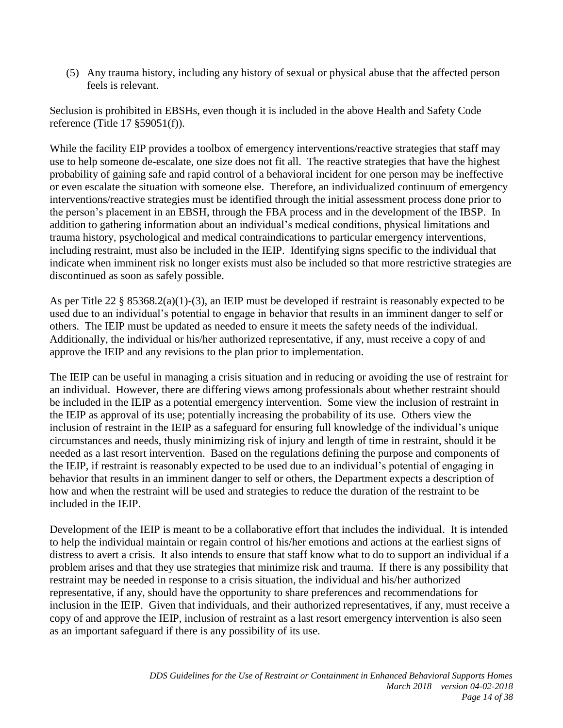(5) Any trauma history, including any history of sexual or physical abuse that the affected person feels is relevant.

Seclusion is prohibited in EBSHs, even though it is included in the above Health and Safety Code reference (Title 17 §59051(f)).

While the facility EIP provides a toolbox of emergency interventions/reactive strategies that staff may use to help someone de-escalate, one size does not fit all. The reactive strategies that have the highest probability of gaining safe and rapid control of a behavioral incident for one person may be ineffective or even escalate the situation with someone else. Therefore, an individualized continuum of emergency interventions/reactive strategies must be identified through the initial assessment process done prior to the person's placement in an EBSH, through the FBA process and in the development of the IBSP. In addition to gathering information about an individual's medical conditions, physical limitations and trauma history, psychological and medical contraindications to particular emergency interventions, including restraint, must also be included in the IEIP. Identifying signs specific to the individual that indicate when imminent risk no longer exists must also be included so that more restrictive strategies are discontinued as soon as safely possible.

As per Title 22 § 85368.2(a)(1)-(3), an IEIP must be developed if restraint is reasonably expected to be used due to an individual's potential to engage in behavior that results in an imminent danger to self or others. The IEIP must be updated as needed to ensure it meets the safety needs of the individual. Additionally, the individual or his/her authorized representative, if any, must receive a copy of and approve the IEIP and any revisions to the plan prior to implementation.

The IEIP can be useful in managing a crisis situation and in reducing or avoiding the use of restraint for an individual. However, there are differing views among professionals about whether restraint should be included in the IEIP as a potential emergency intervention. Some view the inclusion of restraint in the IEIP as approval of its use; potentially increasing the probability of its use. Others view the inclusion of restraint in the IEIP as a safeguard for ensuring full knowledge of the individual's unique circumstances and needs, thusly minimizing risk of injury and length of time in restraint, should it be needed as a last resort intervention. Based on the regulations defining the purpose and components of the IEIP, if restraint is reasonably expected to be used due to an individual's potential of engaging in behavior that results in an imminent danger to self or others, the Department expects a description of how and when the restraint will be used and strategies to reduce the duration of the restraint to be included in the IEIP.

Development of the IEIP is meant to be a collaborative effort that includes the individual. It is intended to help the individual maintain or regain control of his/her emotions and actions at the earliest signs of distress to avert a crisis. It also intends to ensure that staff know what to do to support an individual if a problem arises and that they use strategies that minimize risk and trauma. If there is any possibility that restraint may be needed in response to a crisis situation, the individual and his/her authorized representative, if any, should have the opportunity to share preferences and recommendations for inclusion in the IEIP. Given that individuals, and their authorized representatives, if any, must receive a copy of and approve the IEIP, inclusion of restraint as a last resort emergency intervention is also seen as an important safeguard if there is any possibility of its use.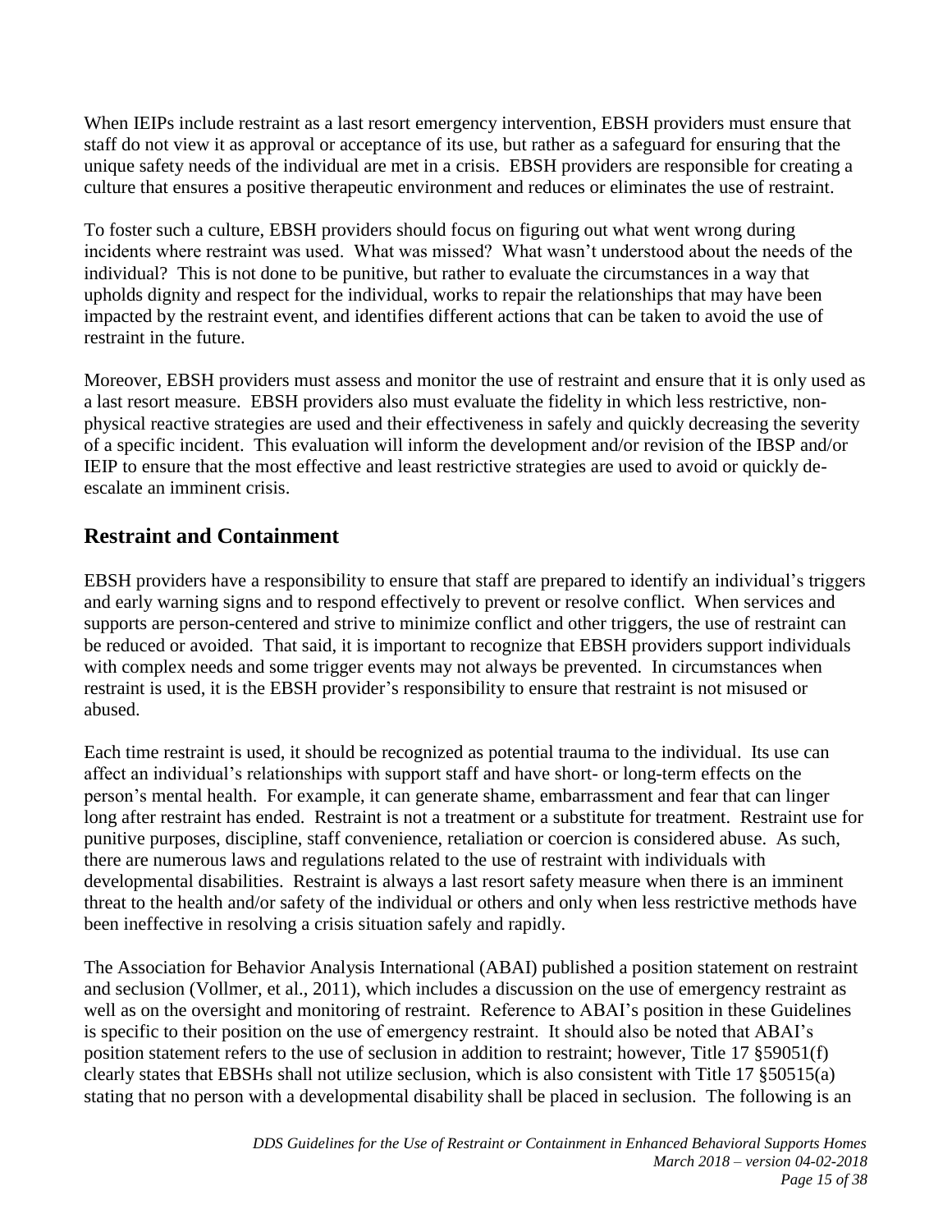When IEIPs include restraint as a last resort emergency intervention, EBSH providers must ensure that staff do not view it as approval or acceptance of its use, but rather as a safeguard for ensuring that the unique safety needs of the individual are met in a crisis. EBSH providers are responsible for creating a culture that ensures a positive therapeutic environment and reduces or eliminates the use of restraint.

To foster such a culture, EBSH providers should focus on figuring out what went wrong during incidents where restraint was used. What was missed? What wasn't understood about the needs of the individual? This is not done to be punitive, but rather to evaluate the circumstances in a way that upholds dignity and respect for the individual, works to repair the relationships that may have been impacted by the restraint event, and identifies different actions that can be taken to avoid the use of restraint in the future.

Moreover, EBSH providers must assess and monitor the use of restraint and ensure that it is only used as a last resort measure. EBSH providers also must evaluate the fidelity in which less restrictive, non-physical reactive strategies are used and their effectiveness in safely and quickly decreasing the severity of a specific incident. This evaluation will inform the development and/or revision of the IBSP and/or IEIP to ensure that the most effective and least restrictive strategies are used to avoid or quickly de-escalate an imminent crisis.

## Restraint and Containment

EBSH providers have a responsibility to ensure that staff are prepared to identify an individual's triggers and early warning signs and to respond effectively to prevent or resolve conflict. When services and supports are person-centered and strive to minimize conflict and other triggers, the use of restraint can be reduced or avoided. That said, it is important to recognize that EBSH providers support individuals with complex needs and some trigger events may not always be prevented. In circumstances when restraint is used, it is the EBSH provider's responsibility to ensure that restraint is not misused or abused.

Each time restraint is used, it should be recognized as potential trauma to the individual. Its use can affect an individual's relationships with support staff and have short- or long-term effects on the person's mental health. For example, it can generate shame, embarrassment and fear that can linger long after restraint has ended. Restraint is not a treatment or a substitute for treatment. Restraint use for punitive purposes, discipline, staff convenience, retaliation or coercion is considered abuse. As such, there are numerous laws and regulations related to the use of restraint with individuals with developmental disabilities. Restraint is always a last resort safety measure when there is an imminent threat to the health and/or safety of the individual or others and only when less restrictive methods have been ineffective in resolving a crisis situation safely and rapidly.

The Association for Behavior Analysis International (ABAI) published a position statement on restraint and seclusion (Vollmer, et al., 2011), which includes a discussion on the use of emergency restraint as well as on the oversight and monitoring of restraint. Reference to ABAI's position in these Guidelines is specific to their position on the use of emergency restraint. It should also be noted that ABAI's position statement refers to the use of seclusion in addition to restraint; however, Title 17 §59051(f) clearly states that EBSHs shall not utilize seclusion, which is also consistent with Title 17 §50515(a) stating that no person with a developmental disability shall be placed in seclusion. The following is an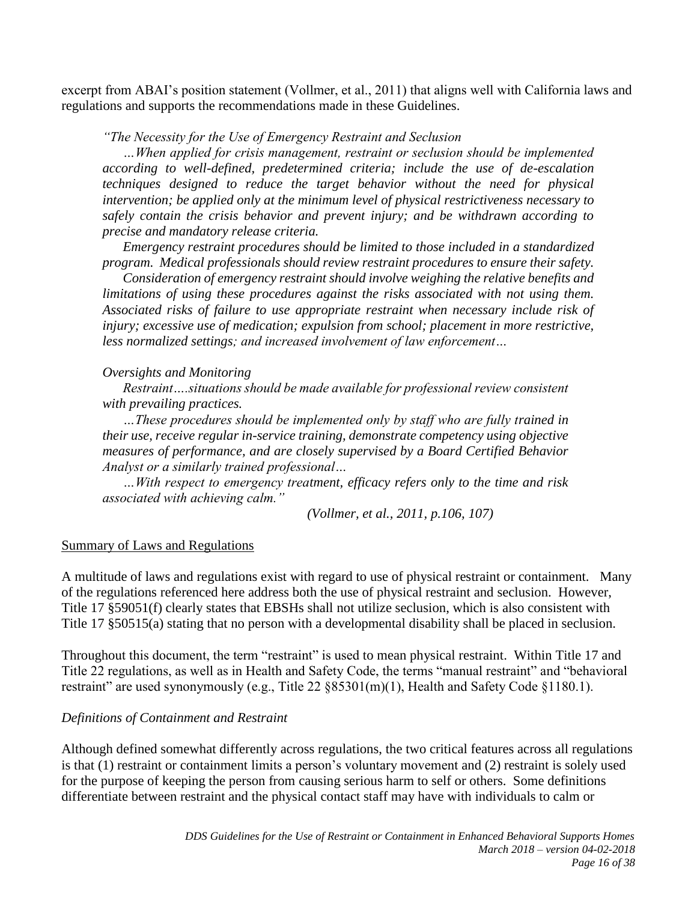excerpt from ABAI's position statement (Vollmer, et al., 2011) that aligns well with California laws and regulations and supports the recommendations made in these Guidelines.

> *"The Necessity for the Use of Emergency Restraint and Seclusion*
>
> *…When applied for crisis management, restraint or seclusion should be implemented according to well-defined, predetermined criteria; include the use of de-escalation techniques designed to reduce the target behavior without the need for physical intervention; be applied only at the minimum level of physical restrictiveness necessary to safely contain the crisis behavior and prevent injury; and be withdrawn according to precise and mandatory release criteria.*
>
> *Emergency restraint procedures should be limited to those included in a standardized program. Medical professionals should review restraint procedures to ensure their safety.*
>
> *Consideration of emergency restraint should involve weighing the relative benefits and limitations of using these procedures against the risks associated with not using them. Associated risks of failure to use appropriate restraint when necessary include risk of injury; excessive use of medication; expulsion from school; placement in more restrictive, less normalized settings; and increased involvement of law enforcement…*
>
> *Oversights and Monitoring*
>
> *Restraint….situations should be made available for professional review consistent with prevailing practices.*
>
> *…These procedures should be implemented only by staff who are fully trained in their use, receive regular in-service training, demonstrate competency using objective measures of performance, and are closely supervised by a Board Certified Behavior Analyst or a similarly trained professional…*
>
> *…With respect to emergency treatment, efficacy refers only to the time and risk associated with achieving calm."*
>
> *(Vollmer, et al., 2011, p.106, 107)*

<u>Summary of Laws and Regulations</u>

A multitude of laws and regulations exist with regard to use of physical restraint or containment. Many of the regulations referenced here address both the use of physical restraint and seclusion. However, Title 17 §59051(f) clearly states that EBSHs shall not utilize seclusion, which is also consistent with Title 17 §50515(a) stating that no person with a developmental disability shall be placed in seclusion.

Throughout this document, the term "restraint" is used to mean physical restraint. Within Title 17 and Title 22 regulations, as well as in Health and Safety Code, the terms "manual restraint" and "behavioral restraint" are used synonymously (e.g., Title 22 §85301(m)(1), Health and Safety Code §1180.1).

*Definitions of Containment and Restraint*

Although defined somewhat differently across regulations, the two critical features across all regulations is that (1) restraint or containment limits a person's voluntary movement and (2) restraint is solely used for the purpose of keeping the person from causing serious harm to self or others. Some definitions differentiate between restraint and the physical contact staff may have with individuals to calm or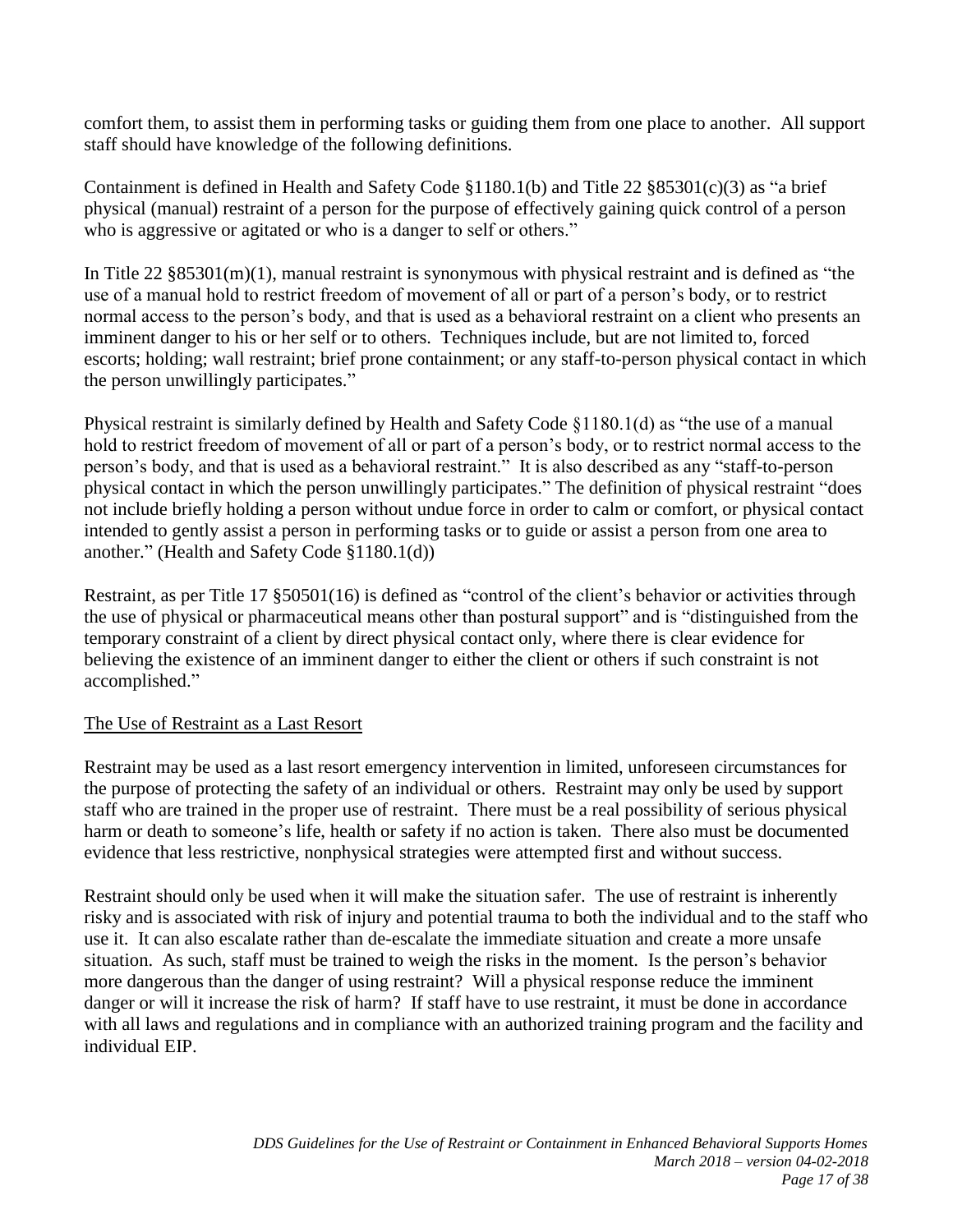comfort them, to assist them in performing tasks or guiding them from one place to another. All support staff should have knowledge of the following definitions.

Containment is defined in Health and Safety Code §1180.1(b) and Title 22 §85301(c)(3) as "a brief physical (manual) restraint of a person for the purpose of effectively gaining quick control of a person who is aggressive or agitated or who is a danger to self or others."

In Title 22 §85301(m)(1), manual restraint is synonymous with physical restraint and is defined as "the use of a manual hold to restrict freedom of movement of all or part of a person's body, or to restrict normal access to the person's body, and that is used as a behavioral restraint on a client who presents an imminent danger to his or her self or to others. Techniques include, but are not limited to, forced escorts; holding; wall restraint; brief prone containment; or any staff-to-person physical contact in which the person unwillingly participates."

Physical restraint is similarly defined by Health and Safety Code §1180.1(d) as "the use of a manual hold to restrict freedom of movement of all or part of a person's body, or to restrict normal access to the person's body, and that is used as a behavioral restraint." It is also described as any "staff-to-person physical contact in which the person unwillingly participates." The definition of physical restraint "does not include briefly holding a person without undue force in order to calm or comfort, or physical contact intended to gently assist a person in performing tasks or to guide or assist a person from one area to another." (Health and Safety Code §1180.1(d))

Restraint, as per Title 17 §50501(16) is defined as "control of the client's behavior or activities through the use of physical or pharmaceutical means other than postural support" and is "distinguished from the temporary constraint of a client by direct physical contact only, where there is clear evidence for believing the existence of an imminent danger to either the client or others if such constraint is not accomplished."

<u>The Use of Restraint as a Last Resort</u>

Restraint may be used as a last resort emergency intervention in limited, unforeseen circumstances for the purpose of protecting the safety of an individual or others. Restraint may only be used by support staff who are trained in the proper use of restraint. There must be a real possibility of serious physical harm or death to someone's life, health or safety if no action is taken. There also must be documented evidence that less restrictive, nonphysical strategies were attempted first and without success.

Restraint should only be used when it will make the situation safer. The use of restraint is inherently risky and is associated with risk of injury and potential trauma to both the individual and to the staff who use it. It can also escalate rather than de-escalate the immediate situation and create a more unsafe situation. As such, staff must be trained to weigh the risks in the moment. Is the person's behavior more dangerous than the danger of using restraint? Will a physical response reduce the imminent danger or will it increase the risk of harm? If staff have to use restraint, it must be done in accordance with all laws and regulations and in compliance with an authorized training program and the facility and individual EIP.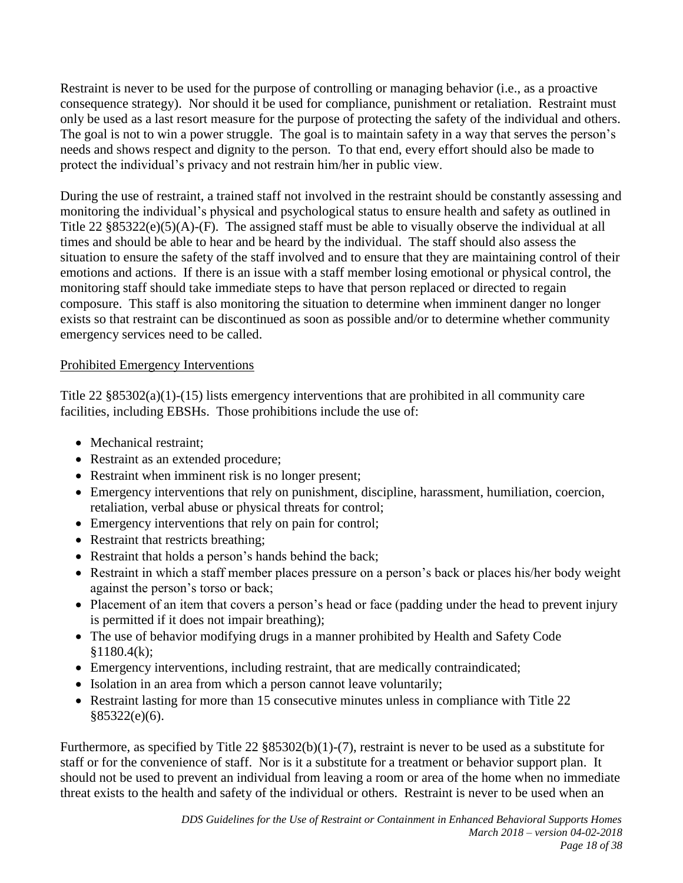Restraint is never to be used for the purpose of controlling or managing behavior (i.e., as a proactive consequence strategy). Nor should it be used for compliance, punishment or retaliation. Restraint must only be used as a last resort measure for the purpose of protecting the safety of the individual and others. The goal is not to win a power struggle. The goal is to maintain safety in a way that serves the person's needs and shows respect and dignity to the person. To that end, every effort should also be made to protect the individual's privacy and not restrain him/her in public view.

During the use of restraint, a trained staff not involved in the restraint should be constantly assessing and monitoring the individual's physical and psychological status to ensure health and safety as outlined in Title 22 §85322(e)(5)(A)-(F). The assigned staff must be able to visually observe the individual at all times and should be able to hear and be heard by the individual. The staff should also assess the situation to ensure the safety of the staff involved and to ensure that they are maintaining control of their emotions and actions. If there is an issue with a staff member losing emotional or physical control, the monitoring staff should take immediate steps to have that person replaced or directed to regain composure. This staff is also monitoring the situation to determine when imminent danger no longer exists so that restraint can be discontinued as soon as possible and/or to determine whether community emergency services need to be called.

<u>Prohibited Emergency Interventions</u>

Title 22 §85302(a)(1)-(15) lists emergency interventions that are prohibited in all community care facilities, including EBSHs. Those prohibitions include the use of:

- Mechanical restraint;
- Restraint as an extended procedure;
- Restraint when imminent risk is no longer present;
- Emergency interventions that rely on punishment, discipline, harassment, humiliation, coercion, retaliation, verbal abuse or physical threats for control;
- Emergency interventions that rely on pain for control;
- Restraint that restricts breathing;
- Restraint that holds a person's hands behind the back;
- Restraint in which a staff member places pressure on a person's back or places his/her body weight against the person's torso or back;
- Placement of an item that covers a person's head or face (padding under the head to prevent injury is permitted if it does not impair breathing);
- The use of behavior modifying drugs in a manner prohibited by Health and Safety Code §1180.4(k);
- Emergency interventions, including restraint, that are medically contraindicated;
- Isolation in an area from which a person cannot leave voluntarily;
- Restraint lasting for more than 15 consecutive minutes unless in compliance with Title 22 §85322(e)(6).

Furthermore, as specified by Title 22 §85302(b)(1)-(7), restraint is never to be used as a substitute for staff or for the convenience of staff. Nor is it a substitute for a treatment or behavior support plan. It should not be used to prevent an individual from leaving a room or area of the home when no immediate threat exists to the health and safety of the individual or others. Restraint is never to be used when an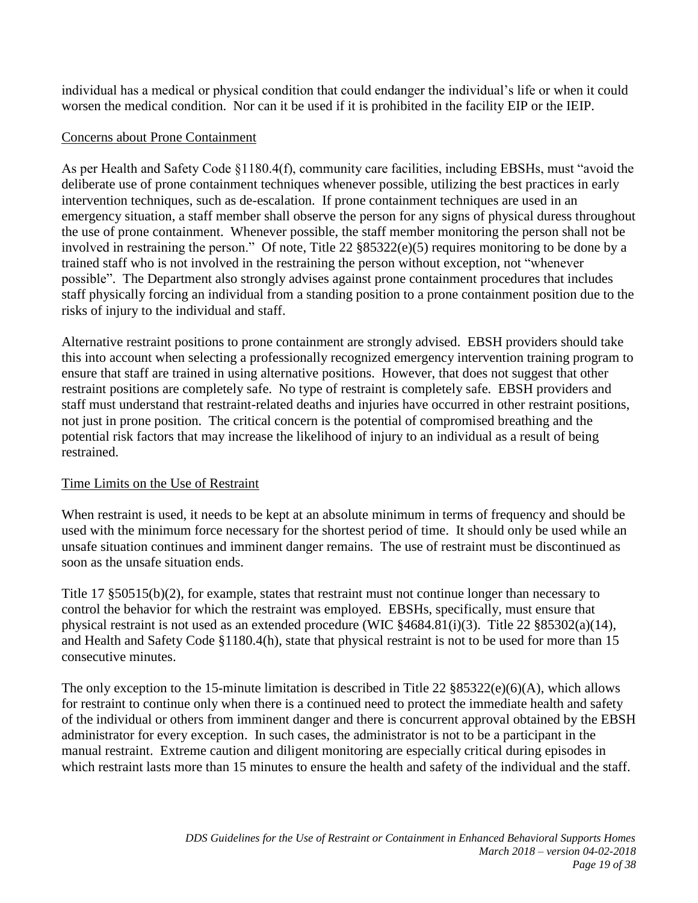individual has a medical or physical condition that could endanger the individual's life or when it could worsen the medical condition. Nor can it be used if it is prohibited in the facility EIP or the IEIP.

<u>Concerns about Prone Containment</u>

As per Health and Safety Code §1180.4(f), community care facilities, including EBSHs, must "avoid the deliberate use of prone containment techniques whenever possible, utilizing the best practices in early intervention techniques, such as de-escalation. If prone containment techniques are used in an emergency situation, a staff member shall observe the person for any signs of physical duress throughout the use of prone containment. Whenever possible, the staff member monitoring the person shall not be involved in restraining the person." Of note, Title 22 §85322(e)(5) requires monitoring to be done by a trained staff who is not involved in the restraining the person without exception, not "whenever possible". The Department also strongly advises against prone containment procedures that includes staff physically forcing an individual from a standing position to a prone containment position due to the risks of injury to the individual and staff.

Alternative restraint positions to prone containment are strongly advised. EBSH providers should take this into account when selecting a professionally recognized emergency intervention training program to ensure that staff are trained in using alternative positions. However, that does not suggest that other restraint positions are completely safe. No type of restraint is completely safe. EBSH providers and staff must understand that restraint-related deaths and injuries have occurred in other restraint positions, not just in prone position. The critical concern is the potential of compromised breathing and the potential risk factors that may increase the likelihood of injury to an individual as a result of being restrained.

<u>Time Limits on the Use of Restraint</u>

When restraint is used, it needs to be kept at an absolute minimum in terms of frequency and should be used with the minimum force necessary for the shortest period of time. It should only be used while an unsafe situation continues and imminent danger remains. The use of restraint must be discontinued as soon as the unsafe situation ends.

Title 17 §50515(b)(2), for example, states that restraint must not continue longer than necessary to control the behavior for which the restraint was employed. EBSHs, specifically, must ensure that physical restraint is not used as an extended procedure (WIC §4684.81(i)(3). Title 22 §85302(a)(14), and Health and Safety Code §1180.4(h), state that physical restraint is not to be used for more than 15 consecutive minutes.

The only exception to the 15-minute limitation is described in Title 22 §85322(e)(6)(A), which allows for restraint to continue only when there is a continued need to protect the immediate health and safety of the individual or others from imminent danger and there is concurrent approval obtained by the EBSH administrator for every exception. In such cases, the administrator is not to be a participant in the manual restraint. Extreme caution and diligent monitoring are especially critical during episodes in which restraint lasts more than 15 minutes to ensure the health and safety of the individual and the staff.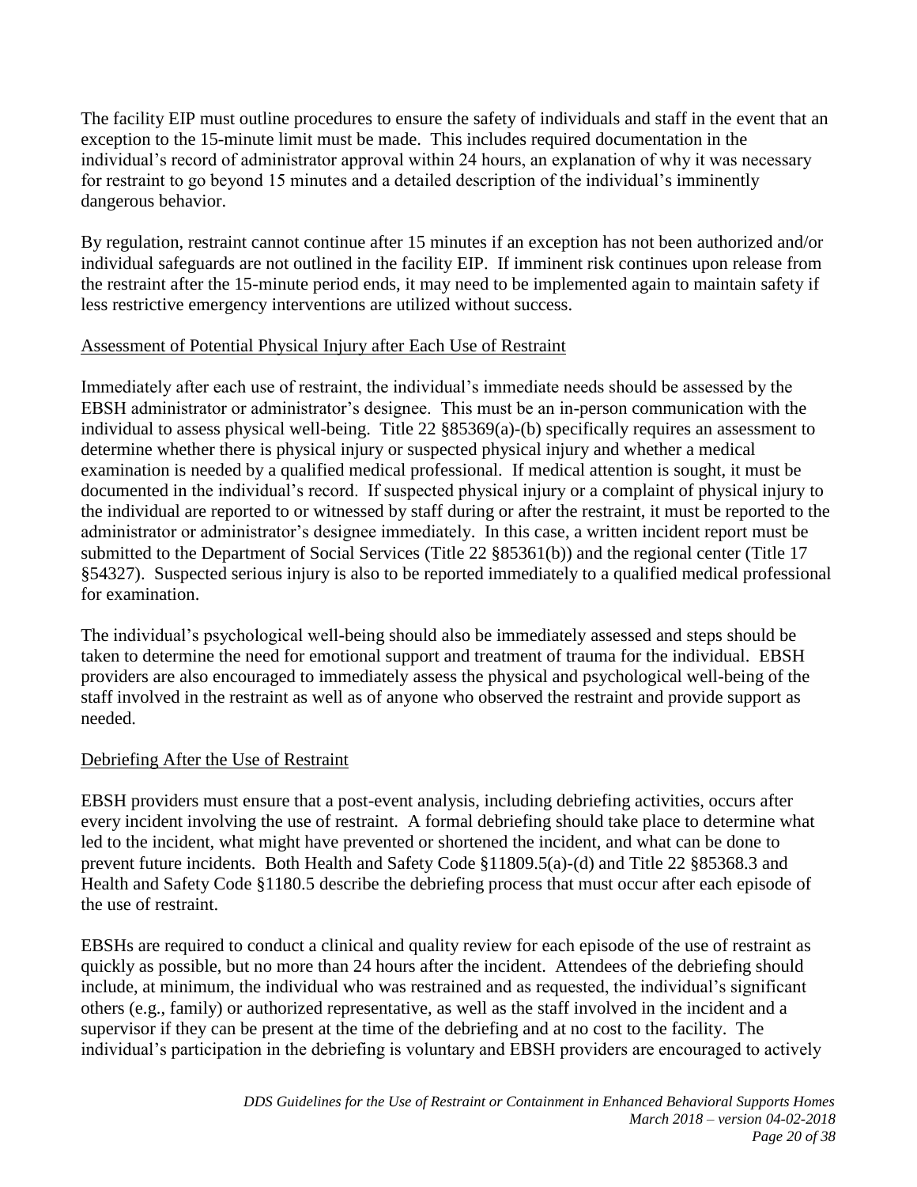The facility EIP must outline procedures to ensure the safety of individuals and staff in the event that an exception to the 15-minute limit must be made. This includes required documentation in the individual's record of administrator approval within 24 hours, an explanation of why it was necessary for restraint to go beyond 15 minutes and a detailed description of the individual's imminently dangerous behavior.

By regulation, restraint cannot continue after 15 minutes if an exception has not been authorized and/or individual safeguards are not outlined in the facility EIP. If imminent risk continues upon release from the restraint after the 15-minute period ends, it may need to be implemented again to maintain safety if less restrictive emergency interventions are utilized without success.

Assessment of Potential Physical Injury after Each Use of Restraint

Immediately after each use of restraint, the individual's immediate needs should be assessed by the EBSH administrator or administrator's designee. This must be an in-person communication with the individual to assess physical well-being. Title 22 §85369(a)-(b) specifically requires an assessment to determine whether there is physical injury or suspected physical injury and whether a medical examination is needed by a qualified medical professional. If medical attention is sought, it must be documented in the individual's record. If suspected physical injury or a complaint of physical injury to the individual are reported to or witnessed by staff during or after the restraint, it must be reported to the administrator or administrator's designee immediately. In this case, a written incident report must be submitted to the Department of Social Services (Title 22 §85361(b)) and the regional center (Title 17 §54327). Suspected serious injury is also to be reported immediately to a qualified medical professional for examination.

The individual's psychological well-being should also be immediately assessed and steps should be taken to determine the need for emotional support and treatment of trauma for the individual. EBSH providers are also encouraged to immediately assess the physical and psychological well-being of the staff involved in the restraint as well as of anyone who observed the restraint and provide support as needed.

Debriefing After the Use of Restraint

EBSH providers must ensure that a post-event analysis, including debriefing activities, occurs after every incident involving the use of restraint. A formal debriefing should take place to determine what led to the incident, what might have prevented or shortened the incident, and what can be done to prevent future incidents. Both Health and Safety Code §11809.5(a)-(d) and Title 22 §85368.3 and Health and Safety Code §1180.5 describe the debriefing process that must occur after each episode of the use of restraint.

EBSHs are required to conduct a clinical and quality review for each episode of the use of restraint as quickly as possible, but no more than 24 hours after the incident. Attendees of the debriefing should include, at minimum, the individual who was restrained and as requested, the individual's significant others (e.g., family) or authorized representative, as well as the staff involved in the incident and a supervisor if they can be present at the time of the debriefing and at no cost to the facility. The individual's participation in the debriefing is voluntary and EBSH providers are encouraged to actively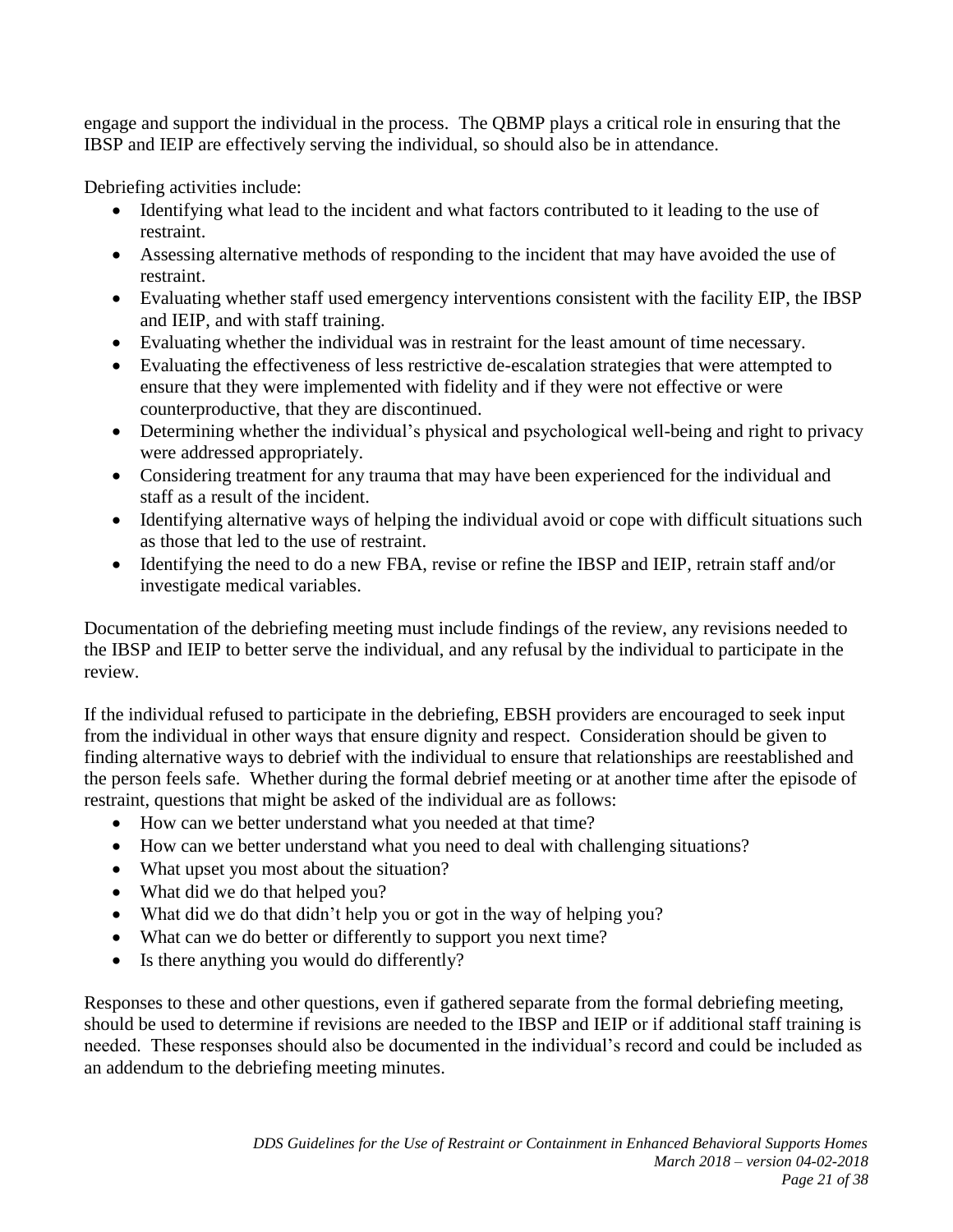engage and support the individual in the process. The QBMP plays a critical role in ensuring that the IBSP and IEIP are effectively serving the individual, so should also be in attendance.

Debriefing activities include:

- Identifying what lead to the incident and what factors contributed to it leading to the use of restraint.
- Assessing alternative methods of responding to the incident that may have avoided the use of restraint.
- Evaluating whether staff used emergency interventions consistent with the facility EIP, the IBSP and IEIP, and with staff training.
- Evaluating whether the individual was in restraint for the least amount of time necessary.
- Evaluating the effectiveness of less restrictive de-escalation strategies that were attempted to ensure that they were implemented with fidelity and if they were not effective or were counterproductive, that they are discontinued.
- Determining whether the individual's physical and psychological well-being and right to privacy were addressed appropriately.
- Considering treatment for any trauma that may have been experienced for the individual and staff as a result of the incident.
- Identifying alternative ways of helping the individual avoid or cope with difficult situations such as those that led to the use of restraint.
- Identifying the need to do a new FBA, revise or refine the IBSP and IEIP, retrain staff and/or investigate medical variables.

Documentation of the debriefing meeting must include findings of the review, any revisions needed to the IBSP and IEIP to better serve the individual, and any refusal by the individual to participate in the review.

If the individual refused to participate in the debriefing, EBSH providers are encouraged to seek input from the individual in other ways that ensure dignity and respect. Consideration should be given to finding alternative ways to debrief with the individual to ensure that relationships are reestablished and the person feels safe. Whether during the formal debrief meeting or at another time after the episode of restraint, questions that might be asked of the individual are as follows:

- How can we better understand what you needed at that time?
- How can we better understand what you need to deal with challenging situations?
- What upset you most about the situation?
- What did we do that helped you?
- What did we do that didn't help you or got in the way of helping you?
- What can we do better or differently to support you next time?
- Is there anything you would do differently?

Responses to these and other questions, even if gathered separate from the formal debriefing meeting, should be used to determine if revisions are needed to the IBSP and IEIP or if additional staff training is needed. These responses should also be documented in the individual's record and could be included as an addendum to the debriefing meeting minutes.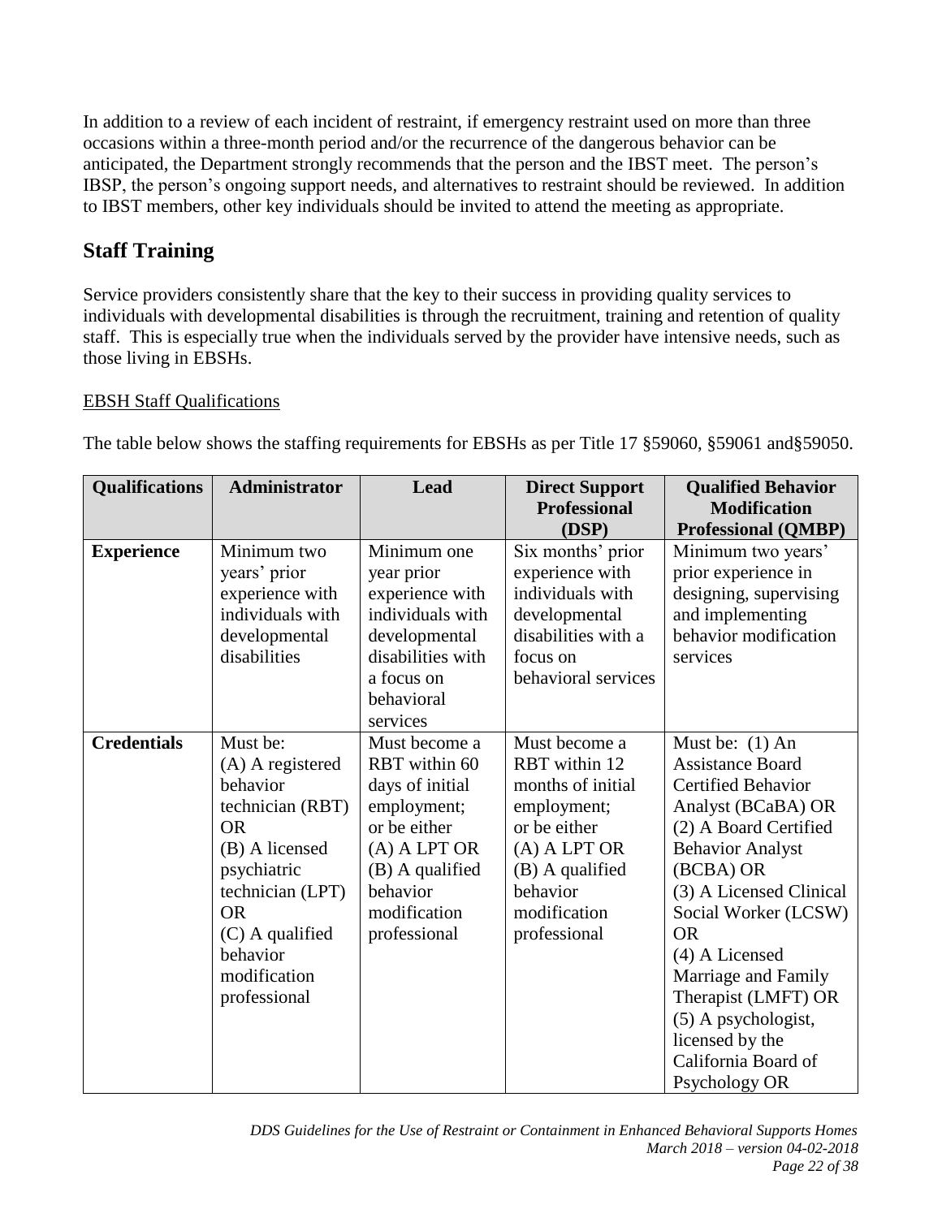In addition to a review of each incident of restraint, if emergency restraint used on more than three occasions within a three-month period and/or the recurrence of the dangerous behavior can be anticipated, the Department strongly recommends that the person and the IBST meet. The person's IBSP, the person's ongoing support needs, and alternatives to restraint should be reviewed. In addition to IBST members, other key individuals should be invited to attend the meeting as appropriate.

## Staff Training

Service providers consistently share that the key to their success in providing quality services to individuals with developmental disabilities is through the recruitment, training and retention of quality staff. This is especially true when the individuals served by the provider have intensive needs, such as those living in EBSHs.

EBSH Staff Qualifications

The table below shows the staffing requirements for EBSHs as per Title 17 §59060, §59061 and§59050.

| Qualifications | Administrator | Lead | Direct Support Professional (DSP) | Qualified Behavior Modification Professional (QMBP) |
|---|---|---|---|---|
| **Experience** | Minimum two years' prior experience with individuals with developmental disabilities | Minimum one year prior experience with individuals with developmental disabilities with a focus on behavioral services | Six months' prior experience with individuals with developmental disabilities with a focus on behavioral services | Minimum two years' prior experience in designing, supervising and implementing behavior modification services |
| **Credentials** | Must be: (A) A registered behavior technician (RBT) OR (B) A licensed psychiatric technician (LPT) OR (C) A qualified behavior modification professional | Must become a RBT within 60 days of initial employment; or be either (A) A LPT OR (B) A qualified behavior modification professional | Must become a RBT within 12 months of initial employment; or be either (A) A LPT OR (B) A qualified behavior modification professional | Must be: (1) An Assistance Board Certified Behavior Analyst (BCaBA) OR (2) A Board Certified Behavior Analyst (BCBA) OR (3) A Licensed Clinical Social Worker (LCSW) OR (4) A Licensed Marriage and Family Therapist (LMFT) OR (5) A psychologist, licensed by the California Board of Psychology OR |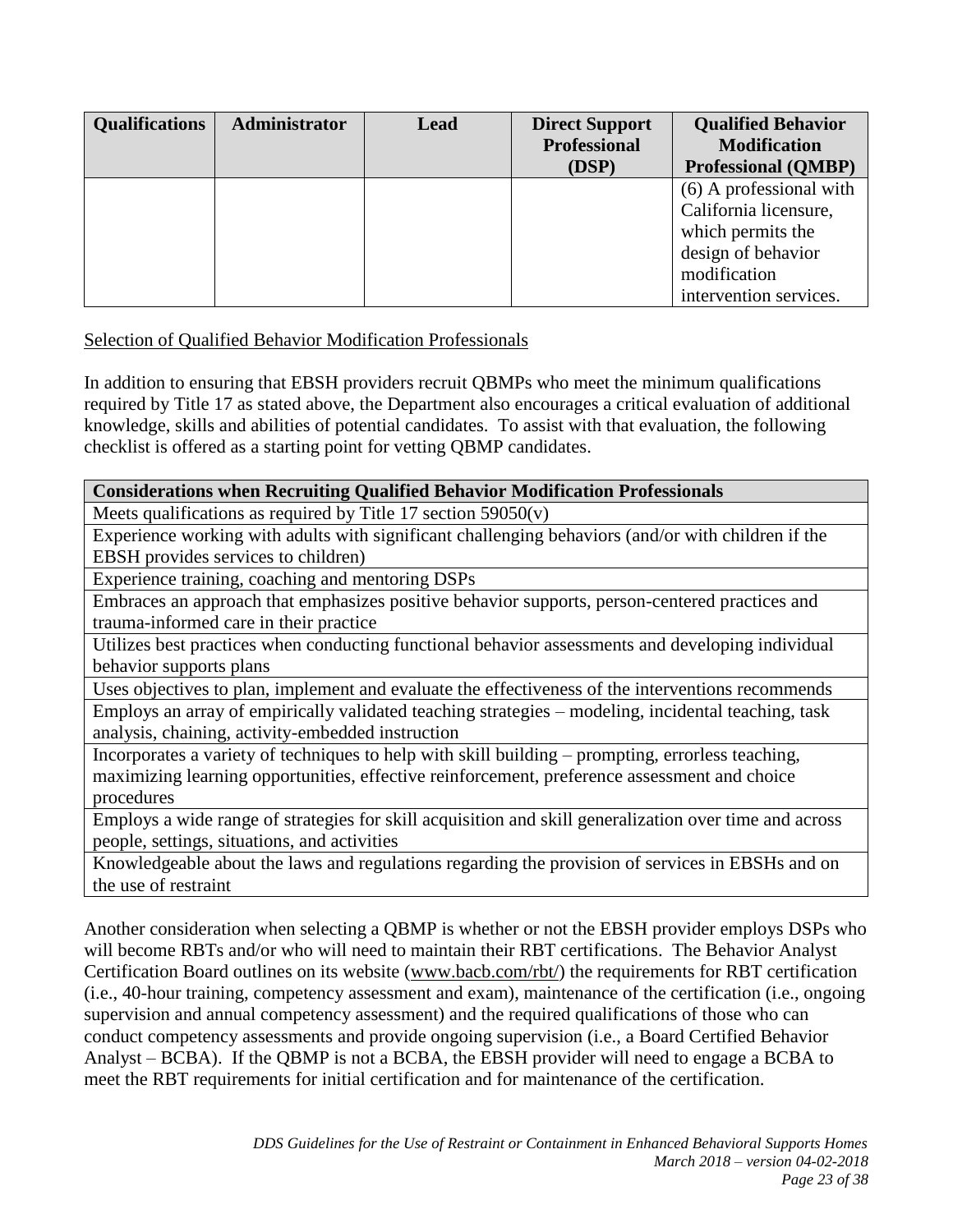| Qualifications | Administrator | Lead | Direct Support Professional (DSP) | Qualified Behavior Modification Professional (QBMP) |
|---|---|---|---|---|
| | | | | (6) A professional with California licensure, which permits the design of behavior modification intervention services. |

<u>Selection of Qualified Behavior Modification Professionals</u>

In addition to ensuring that EBSH providers recruit QBMPs who meet the minimum qualifications required by Title 17 as stated above, the Department also encourages a critical evaluation of additional knowledge, skills and abilities of potential candidates. To assist with that evaluation, the following checklist is offered as a starting point for vetting QBMP candidates.

| Considerations when Recruiting Qualified Behavior Modification Professionals |
|---|
| Meets qualifications as required by Title 17 section 59050(v) |
| Experience working with adults with significant challenging behaviors (and/or with children if the EBSH provides services to children) |
| Experience training, coaching and mentoring DSPs |
| Embraces an approach that emphasizes positive behavior supports, person-centered practices and trauma-informed care in their practice |
| Utilizes best practices when conducting functional behavior assessments and developing individual behavior supports plans |
| Uses objectives to plan, implement and evaluate the effectiveness of the interventions recommends |
| Employs an array of empirically validated teaching strategies – modeling, incidental teaching, task analysis, chaining, activity-embedded instruction |
| Incorporates a variety of techniques to help with skill building – prompting, errorless teaching, maximizing learning opportunities, effective reinforcement, preference assessment and choice procedures |
| Employs a wide range of strategies for skill acquisition and skill generalization over time and across people, settings, situations, and activities |
| Knowledgeable about the laws and regulations regarding the provision of services in EBSHs and on the use of restraint |

Another consideration when selecting a QBMP is whether or not the EBSH provider employs DSPs who will become RBTs and/or who will need to maintain their RBT certifications. The Behavior Analyst Certification Board outlines on its website (www.bacb.com/rbt/) the requirements for RBT certification (i.e., 40-hour training, competency assessment and exam), maintenance of the certification (i.e., ongoing supervision and annual competency assessment) and the required qualifications of those who can conduct competency assessments and provide ongoing supervision (i.e., a Board Certified Behavior Analyst – BCBA). If the QBMP is not a BCBA, the EBSH provider will need to engage a BCBA to meet the RBT requirements for initial certification and for maintenance of the certification.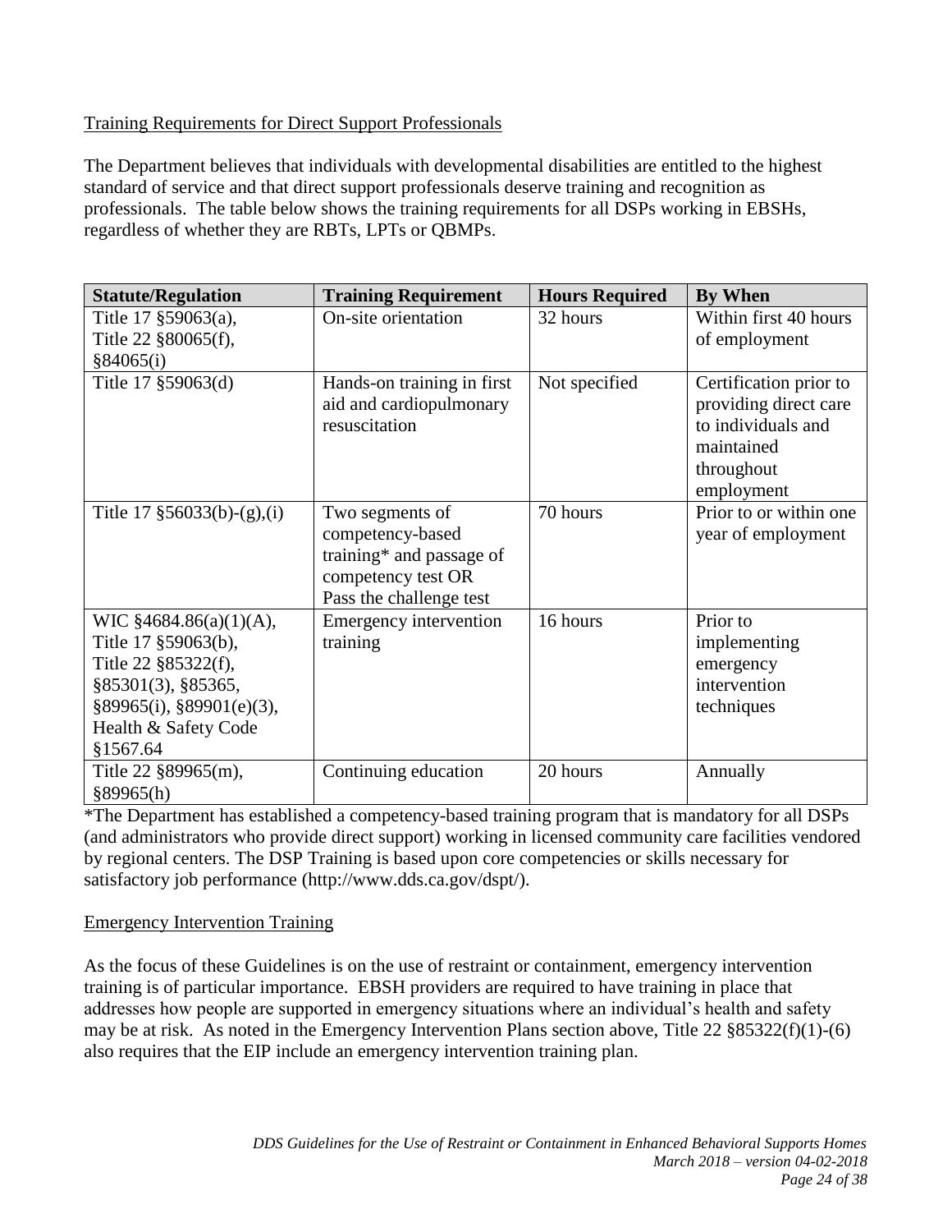Training Requirements for Direct Support Professionals

The Department believes that individuals with developmental disabilities are entitled to the highest standard of service and that direct support professionals deserve training and recognition as professionals. The table below shows the training requirements for all DSPs working in EBSHs, regardless of whether they are RBTs, LPTs or QBMPs.

| Statute/Regulation | Training Requirement | Hours Required | By When |
|---|---|---|---|
| Title 17 §59063(a), Title 22 §80065(f), §84065(i) | On-site orientation | 32 hours | Within first 40 hours of employment |
| Title 17 §59063(d) | Hands-on training in first aid and cardiopulmonary resuscitation | Not specified | Certification prior to providing direct care to individuals and maintained throughout employment |
| Title 17 §56033(b)-(g),(i) | Two segments of competency-based training* and passage of competency test OR Pass the challenge test | 70 hours | Prior to or within one year of employment |
| WIC §4684.86(a)(1)(A), Title 17 §59063(b), Title 22 §85322(f), §85301(3), §85365, §89965(i), §89901(e)(3), Health & Safety Code §1567.64 | Emergency intervention training | 16 hours | Prior to implementing emergency intervention techniques |
| Title 22 §89965(m), §89965(h) | Continuing education | 20 hours | Annually |

*The Department has established a competency-based training program that is mandatory for all DSPs (and administrators who provide direct support) working in licensed community care facilities vendored by regional centers. The DSP Training is based upon core competencies or skills necessary for satisfactory job performance (http://www.dds.ca.gov/dspt/).

Emergency Intervention Training

As the focus of these Guidelines is on the use of restraint or containment, emergency intervention training is of particular importance. EBSH providers are required to have training in place that addresses how people are supported in emergency situations where an individual's health and safety may be at risk. As noted in the Emergency Intervention Plans section above, Title 22 §85322(f)(1)-(6) also requires that the EIP include an emergency intervention training plan.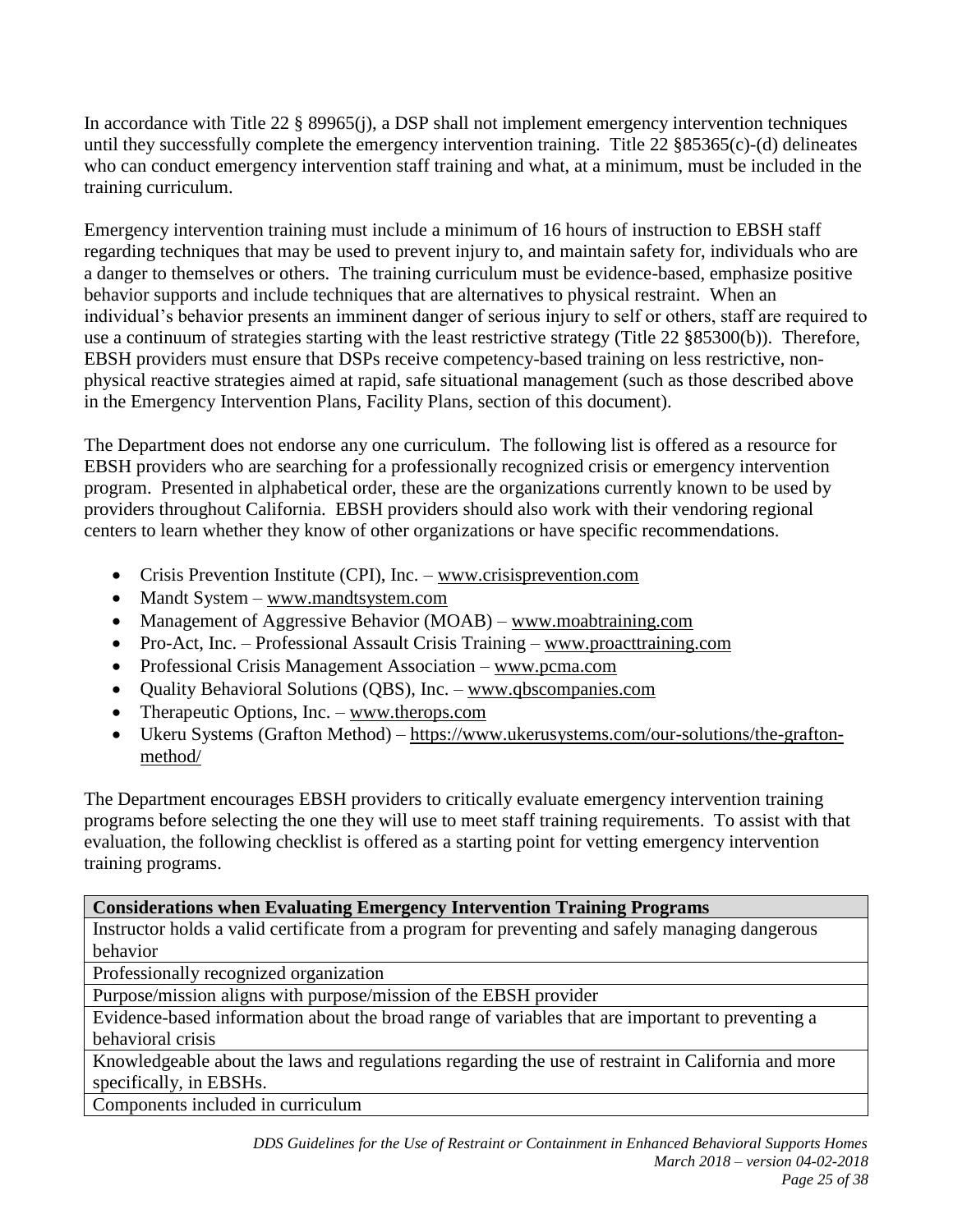In accordance with Title 22 § 89965(j), a DSP shall not implement emergency intervention techniques until they successfully complete the emergency intervention training. Title 22 §85365(c)-(d) delineates who can conduct emergency intervention staff training and what, at a minimum, must be included in the training curriculum.

Emergency intervention training must include a minimum of 16 hours of instruction to EBSH staff regarding techniques that may be used to prevent injury to, and maintain safety for, individuals who are a danger to themselves or others. The training curriculum must be evidence-based, emphasize positive behavior supports and include techniques that are alternatives to physical restraint. When an individual's behavior presents an imminent danger of serious injury to self or others, staff are required to use a continuum of strategies starting with the least restrictive strategy (Title 22 §85300(b)). Therefore, EBSH providers must ensure that DSPs receive competency-based training on less restrictive, non-physical reactive strategies aimed at rapid, safe situational management (such as those described above in the Emergency Intervention Plans, Facility Plans, section of this document).

The Department does not endorse any one curriculum. The following list is offered as a resource for EBSH providers who are searching for a professionally recognized crisis or emergency intervention program. Presented in alphabetical order, these are the organizations currently known to be used by providers throughout California. EBSH providers should also work with their vendoring regional centers to learn whether they know of other organizations or have specific recommendations.

- Crisis Prevention Institute (CPI), Inc. – www.crisisprevention.com
- Mandt System – www.mandtsystem.com
- Management of Aggressive Behavior (MOAB) – www.moabtraining.com
- Pro-Act, Inc. – Professional Assault Crisis Training – www.proacttraining.com
- Professional Crisis Management Association – www.pcma.com
- Quality Behavioral Solutions (QBS), Inc. – www.qbscompanies.com
- Therapeutic Options, Inc. – www.therops.com
- Ukeru Systems (Grafton Method) – https://www.ukerusystems.com/our-solutions/the-grafton-method/

The Department encourages EBSH providers to critically evaluate emergency intervention training programs before selecting the one they will use to meet staff training requirements. To assist with that evaluation, the following checklist is offered as a starting point for vetting emergency intervention training programs.

| Considerations when Evaluating Emergency Intervention Training Programs |
|---|
| Instructor holds a valid certificate from a program for preventing and safely managing dangerous behavior |
| Professionally recognized organization |
| Purpose/mission aligns with purpose/mission of the EBSH provider |
| Evidence-based information about the broad range of variables that are important to preventing a behavioral crisis |
| Knowledgeable about the laws and regulations regarding the use of restraint in California and more specifically, in EBSHs. |
| Components included in curriculum |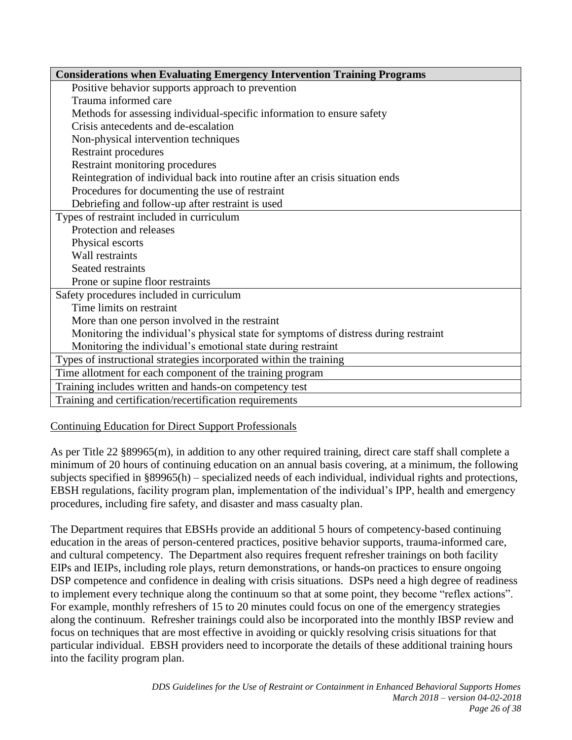| Considerations when Evaluating Emergency Intervention Training Programs |
|---|
| Positive behavior supports approach to prevention |
| Trauma informed care |
| Methods for assessing individual-specific information to ensure safety |
| Crisis antecedents and de-escalation |
| Non-physical intervention techniques |
| Restraint procedures |
| Restraint monitoring procedures |
| Reintegration of individual back into routine after an crisis situation ends |
| Procedures for documenting the use of restraint |
| Debriefing and follow-up after restraint is used |
| Types of restraint included in curriculum |
| Protection and releases |
| Physical escorts |
| Wall restraints |
| Seated restraints |
| Prone or supine floor restraints |
| Safety procedures included in curriculum |
| Time limits on restraint |
| More than one person involved in the restraint |
| Monitoring the individual's physical state for symptoms of distress during restraint |
| Monitoring the individual's emotional state during restraint |
| Types of instructional strategies incorporated within the training |
| Time allotment for each component of the training program |
| Training includes written and hands-on competency test |
| Training and certification/recertification requirements |

Continuing Education for Direct Support Professionals

As per Title 22 §89965(m), in addition to any other required training, direct care staff shall complete a minimum of 20 hours of continuing education on an annual basis covering, at a minimum, the following subjects specified in §89965(h) – specialized needs of each individual, individual rights and protections, EBSH regulations, facility program plan, implementation of the individual's IPP, health and emergency procedures, including fire safety, and disaster and mass casualty plan.

The Department requires that EBSHs provide an additional 5 hours of competency-based continuing education in the areas of person-centered practices, positive behavior supports, trauma-informed care, and cultural competency. The Department also requires frequent refresher trainings on both facility EIPs and IEIPs, including role plays, return demonstrations, or hands-on practices to ensure ongoing DSP competence and confidence in dealing with crisis situations. DSPs need a high degree of readiness to implement every technique along the continuum so that at some point, they become "reflex actions". For example, monthly refreshers of 15 to 20 minutes could focus on one of the emergency strategies along the continuum. Refresher trainings could also be incorporated into the monthly IBSP review and focus on techniques that are most effective in avoiding or quickly resolving crisis situations for that particular individual. EBSH providers need to incorporate the details of these additional training hours into the facility program plan.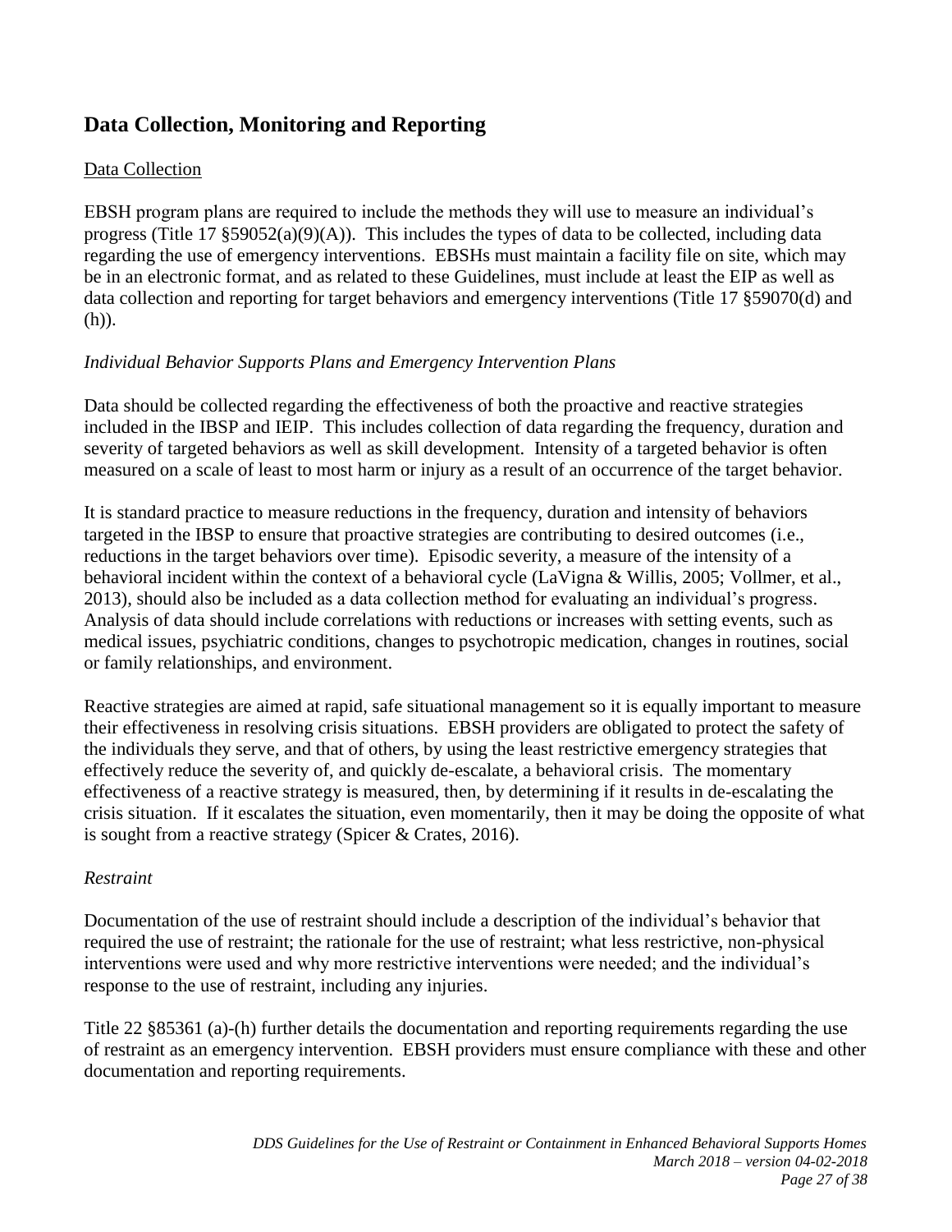## Data Collection, Monitoring and Reporting

<u>Data Collection</u>

EBSH program plans are required to include the methods they will use to measure an individual's progress (Title 17 §59052(a)(9)(A)). This includes the types of data to be collected, including data regarding the use of emergency interventions. EBSHs must maintain a facility file on site, which may be in an electronic format, and as related to these Guidelines, must include at least the EIP as well as data collection and reporting for target behaviors and emergency interventions (Title 17 §59070(d) and (h)).

*Individual Behavior Supports Plans and Emergency Intervention Plans*

Data should be collected regarding the effectiveness of both the proactive and reactive strategies included in the IBSP and IEIP. This includes collection of data regarding the frequency, duration and severity of targeted behaviors as well as skill development. Intensity of a targeted behavior is often measured on a scale of least to most harm or injury as a result of an occurrence of the target behavior.

It is standard practice to measure reductions in the frequency, duration and intensity of behaviors targeted in the IBSP to ensure that proactive strategies are contributing to desired outcomes (i.e., reductions in the target behaviors over time). Episodic severity, a measure of the intensity of a behavioral incident within the context of a behavioral cycle (LaVigna & Willis, 2005; Vollmer, et al., 2013), should also be included as a data collection method for evaluating an individual's progress. Analysis of data should include correlations with reductions or increases with setting events, such as medical issues, psychiatric conditions, changes to psychotropic medication, changes in routines, social or family relationships, and environment.

Reactive strategies are aimed at rapid, safe situational management so it is equally important to measure their effectiveness in resolving crisis situations. EBSH providers are obligated to protect the safety of the individuals they serve, and that of others, by using the least restrictive emergency strategies that effectively reduce the severity of, and quickly de-escalate, a behavioral crisis. The momentary effectiveness of a reactive strategy is measured, then, by determining if it results in de-escalating the crisis situation. If it escalates the situation, even momentarily, then it may be doing the opposite of what is sought from a reactive strategy (Spicer & Crates, 2016).

*Restraint*

Documentation of the use of restraint should include a description of the individual's behavior that required the use of restraint; the rationale for the use of restraint; what less restrictive, non-physical interventions were used and why more restrictive interventions were needed; and the individual's response to the use of restraint, including any injuries.

Title 22 §85361 (a)-(h) further details the documentation and reporting requirements regarding the use of restraint as an emergency intervention. EBSH providers must ensure compliance with these and other documentation and reporting requirements.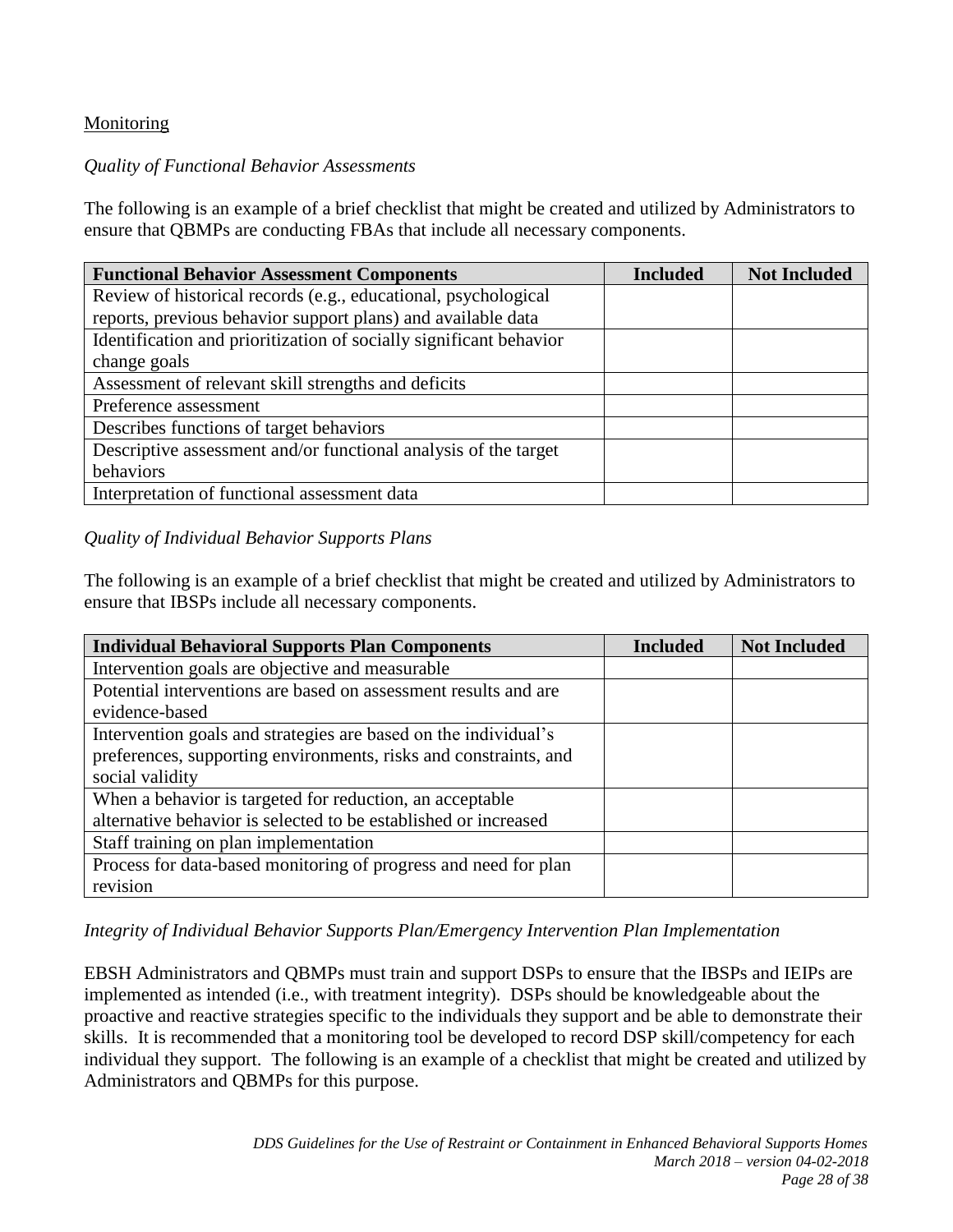Monitoring

*Quality of Functional Behavior Assessments*

The following is an example of a brief checklist that might be created and utilized by Administrators to ensure that QBMPs are conducting FBAs that include all necessary components.

| Functional Behavior Assessment Components | Included | Not Included |
|---|---|---|
| Review of historical records (e.g., educational, psychological reports, previous behavior support plans) and available data | | |
| Identification and prioritization of socially significant behavior change goals | | |
| Assessment of relevant skill strengths and deficits | | |
| Preference assessment | | |
| Describes functions of target behaviors | | |
| Descriptive assessment and/or functional analysis of the target behaviors | | |
| Interpretation of functional assessment data | | |

*Quality of Individual Behavior Supports Plans*

The following is an example of a brief checklist that might be created and utilized by Administrators to ensure that IBSPs include all necessary components.

| Individual Behavioral Supports Plan Components | Included | Not Included |
|---|---|---|
| Intervention goals are objective and measurable | | |
| Potential interventions are based on assessment results and are evidence-based | | |
| Intervention goals and strategies are based on the individual's preferences, supporting environments, risks and constraints, and social validity | | |
| When a behavior is targeted for reduction, an acceptable alternative behavior is selected to be established or increased | | |
| Staff training on plan implementation | | |
| Process for data-based monitoring of progress and need for plan revision | | |

*Integrity of Individual Behavior Supports Plan/Emergency Intervention Plan Implementation*

EBSH Administrators and QBMPs must train and support DSPs to ensure that the IBSPs and IEIPs are implemented as intended (i.e., with treatment integrity). DSPs should be knowledgeable about the proactive and reactive strategies specific to the individuals they support and be able to demonstrate their skills. It is recommended that a monitoring tool be developed to record DSP skill/competency for each individual they support. The following is an example of a checklist that might be created and utilized by Administrators and QBMPs for this purpose.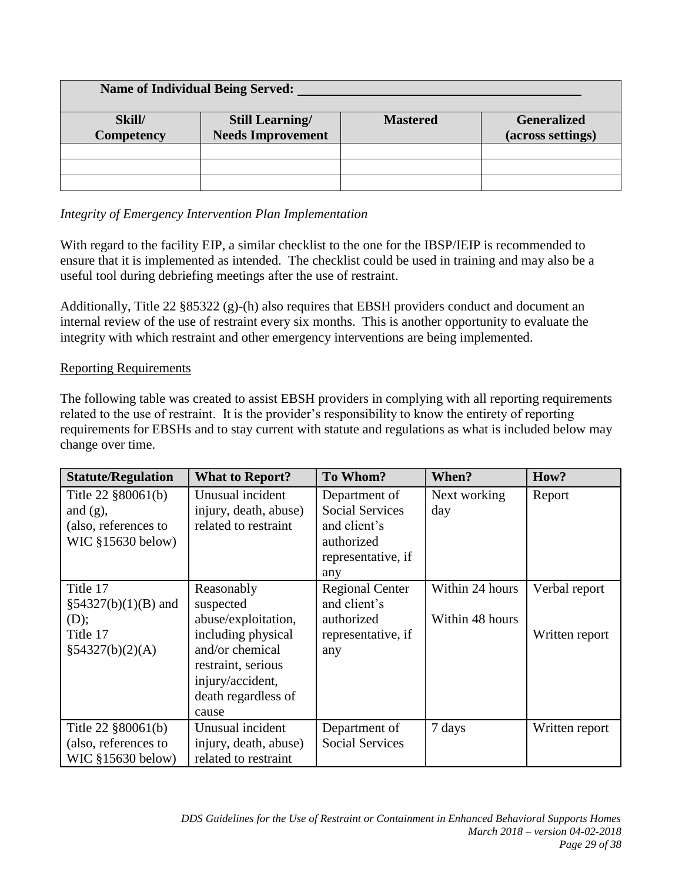| Name of Individual Being Served: ___ | | | |
|---|---|---|---|
| **Skill/ Competency** | **Still Learning/ Needs Improvement** | **Mastered** | **Generalized (across settings)** |
| | | | |
| | | | |
| | | | |

*Integrity of Emergency Intervention Plan Implementation*

With regard to the facility EIP, a similar checklist to the one for the IBSP/IEIP is recommended to ensure that it is implemented as intended. The checklist could be used in training and may also be a useful tool during debriefing meetings after the use of restraint.

Additionally, Title 22 §85322 (g)-(h) also requires that EBSH providers conduct and document an internal review of the use of restraint every six months. This is another opportunity to evaluate the integrity with which restraint and other emergency interventions are being implemented.

Reporting Requirements

The following table was created to assist EBSH providers in complying with all reporting requirements related to the use of restraint. It is the provider's responsibility to know the entirety of reporting requirements for EBSHs and to stay current with statute and regulations as what is included below may change over time.

| Statute/Regulation | What to Report? | To Whom? | When? | How? |
|---|---|---|---|---|
| Title 22 §80061(b) and (g), (also, references to WIC §15630 below) | Unusual incident injury, death, abuse) related to restraint | Department of Social Services and client's authorized representative, if any | Next working day | Report |
| Title 17 §54327(b)(1)(B) and (D); Title 17 §54327(b)(2)(A) | Reasonably suspected abuse/exploitation, including physical and/or chemical restraint, serious injury/accident, death regardless of cause | Regional Center and client's authorized representative, if any | Within 24 hours<br>Within 48 hours | Verbal report<br>Written report |
| Title 22 §80061(b) (also, references to WIC §15630 below) | Unusual incident injury, death, abuse) related to restraint | Department of Social Services | 7 days | Written report |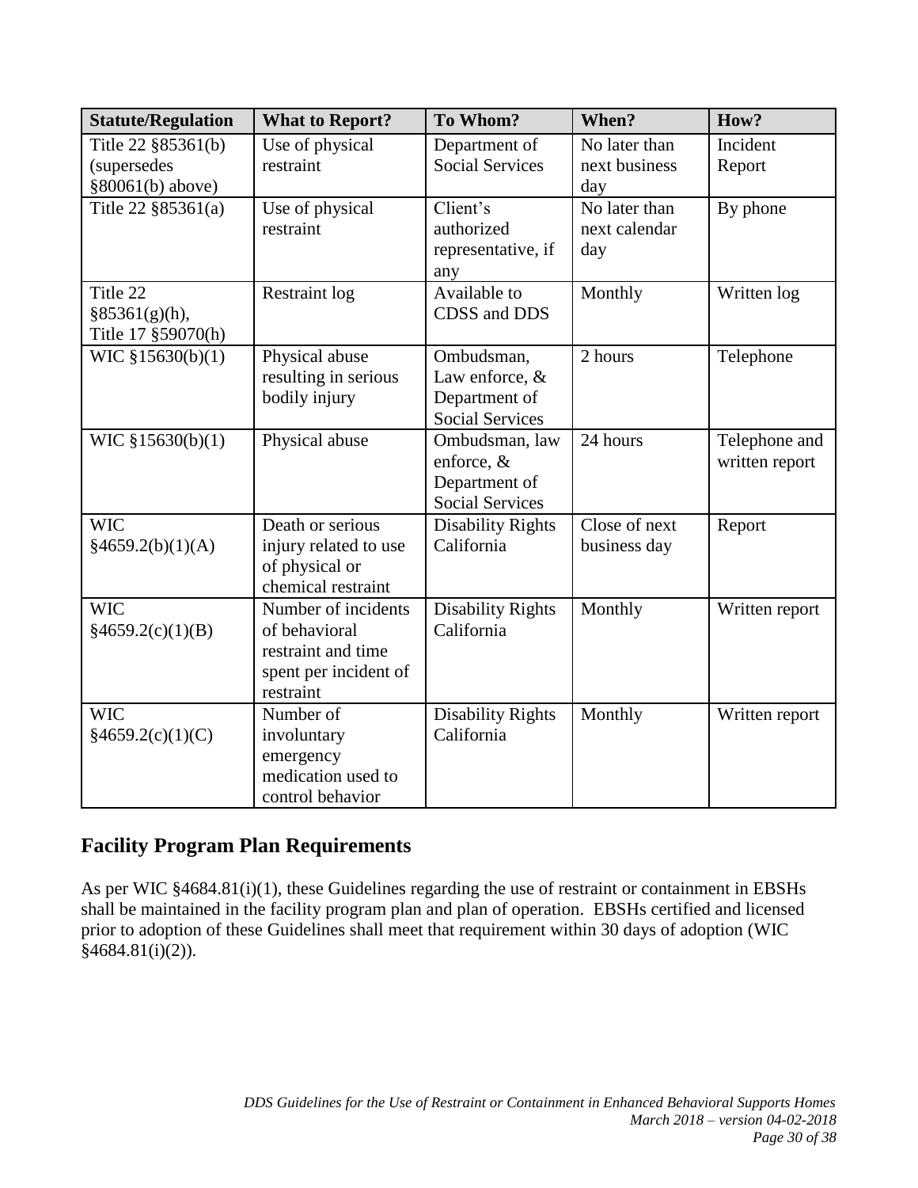| Statute/Regulation | What to Report? | To Whom? | When? | How? |
| --- | --- | --- | --- | --- |
| Title 22 §85361(b) (supersedes §80061(b) above) | Use of physical restraint | Department of Social Services | No later than next business day | Incident Report |
| Title 22 §85361(a) | Use of physical restraint | Client's authorized representative, if any | No later than next calendar day | By phone |
| Title 22 §85361(g)(h), Title 17 §59070(h) | Restraint log | Available to CDSS and DDS | Monthly | Written log |
| WIC §15630(b)(1) | Physical abuse resulting in serious bodily injury | Ombudsman, Law enforce, & Department of Social Services | 2 hours | Telephone |
| WIC §15630(b)(1) | Physical abuse | Ombudsman, law enforce, & Department of Social Services | 24 hours | Telephone and written report |
| WIC §4659.2(b)(1)(A) | Death or serious injury related to use of physical or chemical restraint | Disability Rights California | Close of next business day | Report |
| WIC §4659.2(c)(1)(B) | Number of incidents of behavioral restraint and time spent per incident of restraint | Disability Rights California | Monthly | Written report |
| WIC §4659.2(c)(1)(C) | Number of involuntary emergency medication used to control behavior | Disability Rights California | Monthly | Written report |

## Facility Program Plan Requirements

As per WIC §4684.81(i)(1), these Guidelines regarding the use of restraint or containment in EBSHs shall be maintained in the facility program plan and plan of operation. EBSHs certified and licensed prior to adoption of these Guidelines shall meet that requirement within 30 days of adoption (WIC §4684.81(i)(2)).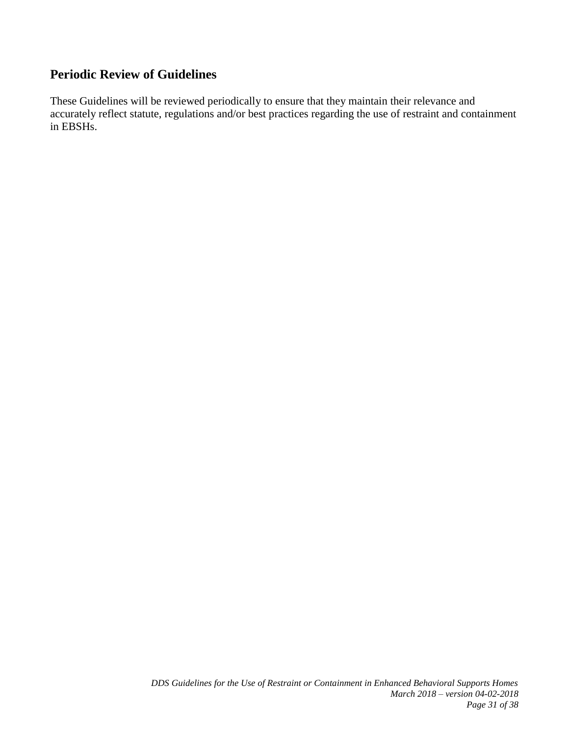## Periodic Review of Guidelines

These Guidelines will be reviewed periodically to ensure that they maintain their relevance and accurately reflect statute, regulations and/or best practices regarding the use of restraint and containment in EBSHs.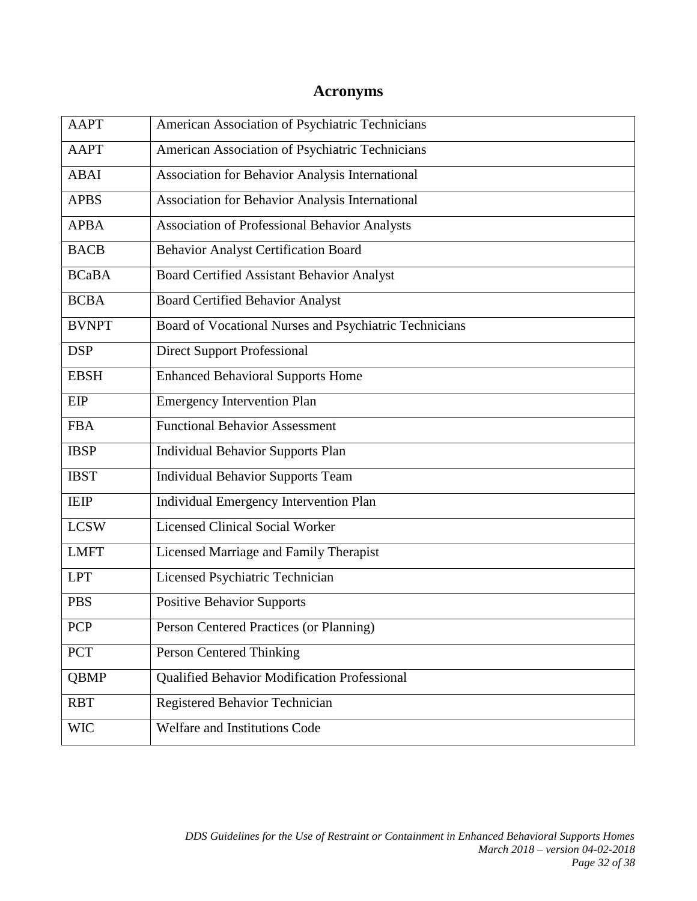# Acronyms

| | |
|---|---|
| AAPT | American Association of Psychiatric Technicians |
| AAPT | American Association of Psychiatric Technicians |
| ABAI | Association for Behavior Analysis International |
| APBS | Association for Behavior Analysis International |
| APBA | Association of Professional Behavior Analysts |
| BACB | Behavior Analyst Certification Board |
| BCaBA | Board Certified Assistant Behavior Analyst |
| BCBA | Board Certified Behavior Analyst |
| BVNPT | Board of Vocational Nurses and Psychiatric Technicians |
| DSP | Direct Support Professional |
| EBSH | Enhanced Behavioral Supports Home |
| EIP | Emergency Intervention Plan |
| FBA | Functional Behavior Assessment |
| IBSP | Individual Behavior Supports Plan |
| IBST | Individual Behavior Supports Team |
| IEIP | Individual Emergency Intervention Plan |
| LCSW | Licensed Clinical Social Worker |
| LMFT | Licensed Marriage and Family Therapist |
| LPT | Licensed Psychiatric Technician |
| PBS | Positive Behavior Supports |
| PCP | Person Centered Practices (or Planning) |
| PCT | Person Centered Thinking |
| QBMP | Qualified Behavior Modification Professional |
| RBT | Registered Behavior Technician |
| WIC | Welfare and Institutions Code |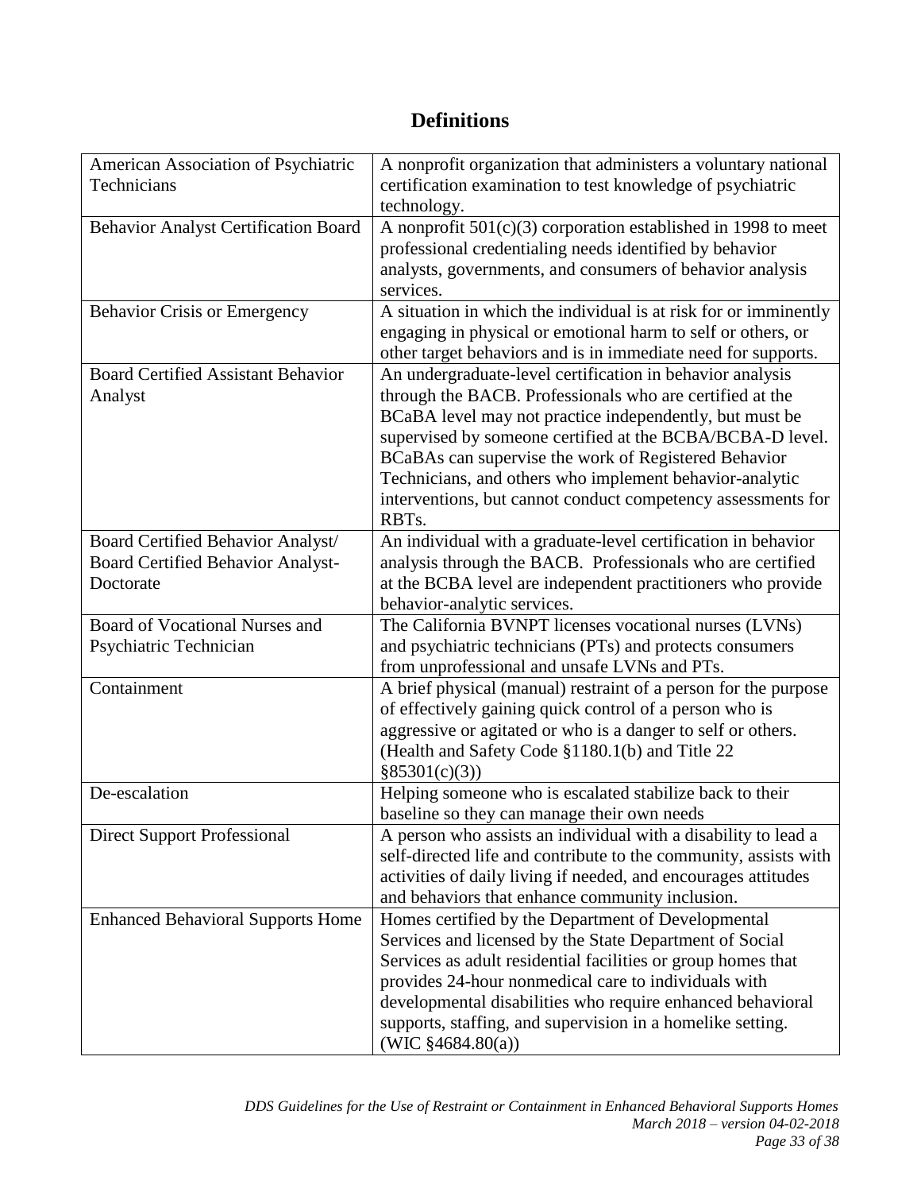# Definitions

| | |
|---|---|
| American Association of Psychiatric Technicians | A nonprofit organization that administers a voluntary national certification examination to test knowledge of psychiatric technology. |
| Behavior Analyst Certification Board | A nonprofit 501(c)(3) corporation established in 1998 to meet professional credentialing needs identified by behavior analysts, governments, and consumers of behavior analysis services. |
| Behavior Crisis or Emergency | A situation in which the individual is at risk for or imminently engaging in physical or emotional harm to self or others, or other target behaviors and is in immediate need for supports. |
| Board Certified Assistant Behavior Analyst | An undergraduate-level certification in behavior analysis through the BACB. Professionals who are certified at the BCaBA level may not practice independently, but must be supervised by someone certified at the BCBA/BCBA-D level. BCaBAs can supervise the work of Registered Behavior Technicians, and others who implement behavior-analytic interventions, but cannot conduct competency assessments for RBTs. |
| Board Certified Behavior Analyst/ Board Certified Behavior Analyst-Doctorate | An individual with a graduate-level certification in behavior analysis through the BACB. Professionals who are certified at the BCBA level are independent practitioners who provide behavior-analytic services. |
| Board of Vocational Nurses and Psychiatric Technician | The California BVNPT licenses vocational nurses (LVNs) and psychiatric technicians (PTs) and protects consumers from unprofessional and unsafe LVNs and PTs. |
| Containment | A brief physical (manual) restraint of a person for the purpose of effectively gaining quick control of a person who is aggressive or agitated or who is a danger to self or others. (Health and Safety Code §1180.1(b) and Title 22 §85301(c)(3)) |
| De-escalation | Helping someone who is escalated stabilize back to their baseline so they can manage their own needs |
| Direct Support Professional | A person who assists an individual with a disability to lead a self-directed life and contribute to the community, assists with activities of daily living if needed, and encourages attitudes and behaviors that enhance community inclusion. |
| Enhanced Behavioral Supports Home | Homes certified by the Department of Developmental Services and licensed by the State Department of Social Services as adult residential facilities or group homes that provides 24-hour nonmedical care to individuals with developmental disabilities who require enhanced behavioral supports, staffing, and supervision in a homelike setting. (WIC §4684.80(a)) |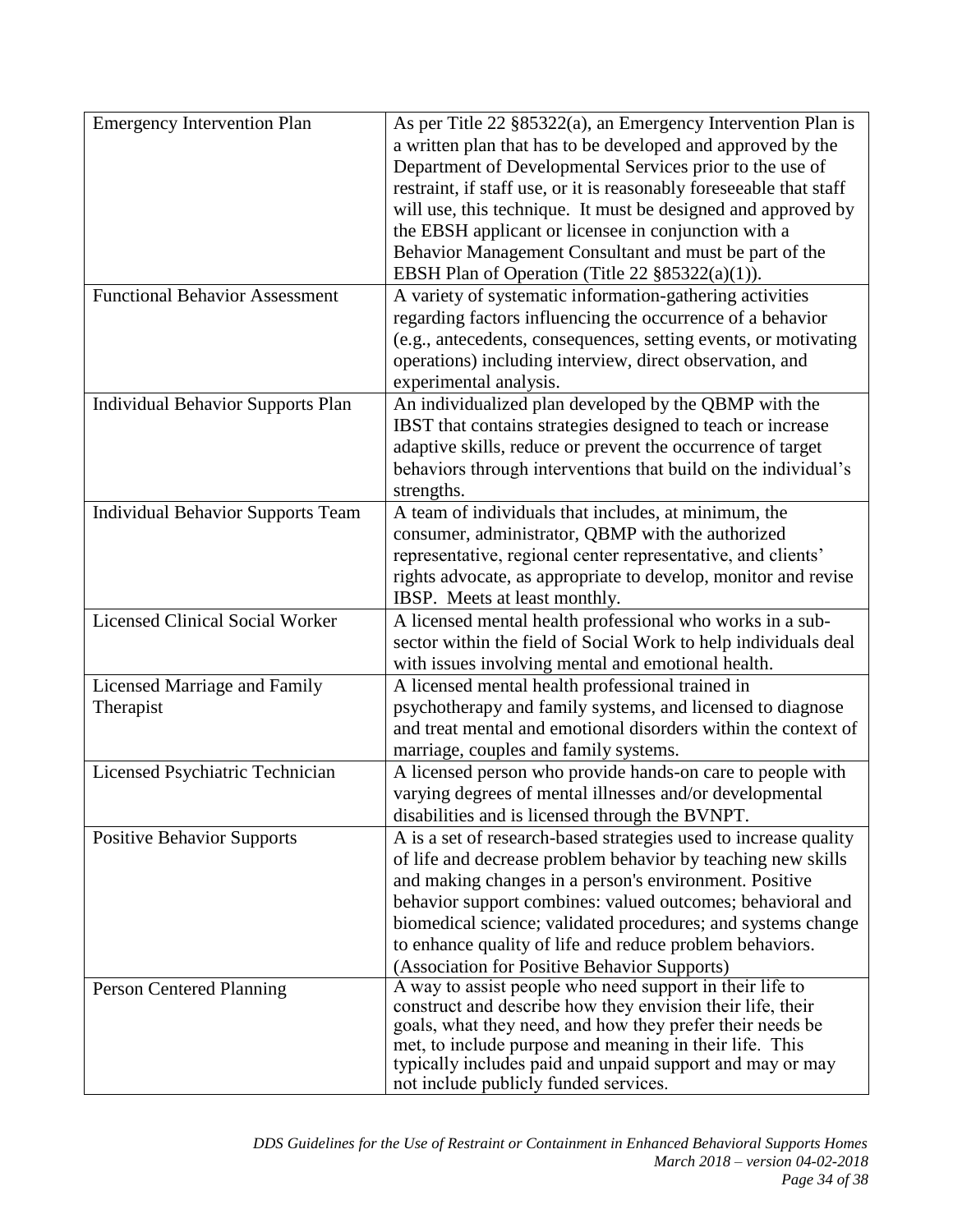| | |
|---|---|
| Emergency Intervention Plan | As per Title 22 §85322(a), an Emergency Intervention Plan is a written plan that has to be developed and approved by the Department of Developmental Services prior to the use of restraint, if staff use, or it is reasonably foreseeable that staff will use, this technique. It must be designed and approved by the EBSH applicant or licensee in conjunction with a Behavior Management Consultant and must be part of the EBSH Plan of Operation (Title 22 §85322(a)(1)). |
| Functional Behavior Assessment | A variety of systematic information-gathering activities regarding factors influencing the occurrence of a behavior (e.g., antecedents, consequences, setting events, or motivating operations) including interview, direct observation, and experimental analysis. |
| Individual Behavior Supports Plan | An individualized plan developed by the QBMP with the IBST that contains strategies designed to teach or increase adaptive skills, reduce or prevent the occurrence of target behaviors through interventions that build on the individual's strengths. |
| Individual Behavior Supports Team | A team of individuals that includes, at minimum, the consumer, administrator, QBMP with the authorized representative, regional center representative, and clients' rights advocate, as appropriate to develop, monitor and revise IBSP. Meets at least monthly. |
| Licensed Clinical Social Worker | A licensed mental health professional who works in a sub-sector within the field of Social Work to help individuals deal with issues involving mental and emotional health. |
| Licensed Marriage and Family Therapist | A licensed mental health professional trained in psychotherapy and family systems, and licensed to diagnose and treat mental and emotional disorders within the context of marriage, couples and family systems. |
| Licensed Psychiatric Technician | A licensed person who provide hands-on care to people with varying degrees of mental illnesses and/or developmental disabilities and is licensed through the BVNPT. |
| Positive Behavior Supports | A is a set of research-based strategies used to increase quality of life and decrease problem behavior by teaching new skills and making changes in a person's environment. Positive behavior support combines: valued outcomes; behavioral and biomedical science; validated procedures; and systems change to enhance quality of life and reduce problem behaviors. (Association for Positive Behavior Supports) |
| Person Centered Planning | A way to assist people who need support in their life to construct and describe how they envision their life, their goals, what they need, and how they prefer their needs be met, to include purpose and meaning in their life. This typically includes paid and unpaid support and may or may not include publicly funded services. |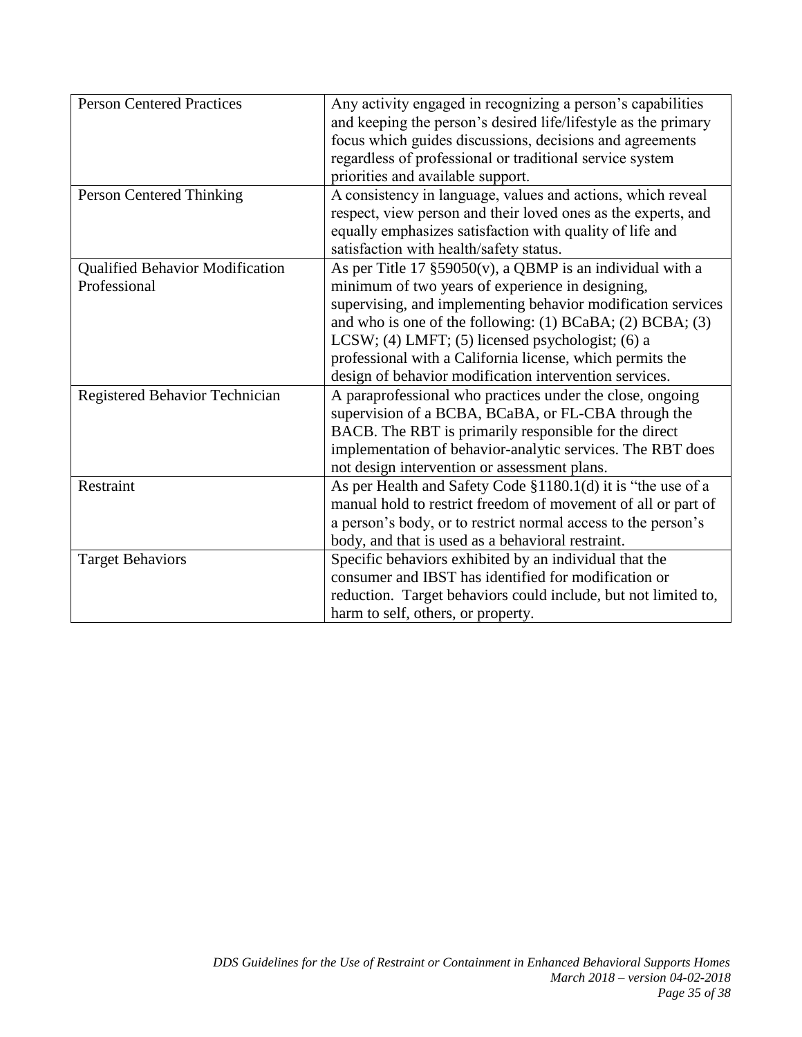| | |
|---|---|
| Person Centered Practices | Any activity engaged in recognizing a person's capabilities and keeping the person's desired life/lifestyle as the primary focus which guides discussions, decisions and agreements regardless of professional or traditional service system priorities and available support. |
| Person Centered Thinking | A consistency in language, values and actions, which reveal respect, view person and their loved ones as the experts, and equally emphasizes satisfaction with quality of life and satisfaction with health/safety status. |
| Qualified Behavior Modification Professional | As per Title 17 §59050(v), a QBMP is an individual with a minimum of two years of experience in designing, supervising, and implementing behavior modification services and who is one of the following: (1) BCaBA; (2) BCBA; (3) LCSW; (4) LMFT; (5) licensed psychologist; (6) a professional with a California license, which permits the design of behavior modification intervention services. |
| Registered Behavior Technician | A paraprofessional who practices under the close, ongoing supervision of a BCBA, BCaBA, or FL-CBA through the BACB. The RBT is primarily responsible for the direct implementation of behavior-analytic services. The RBT does not design intervention or assessment plans. |
| Restraint | As per Health and Safety Code §1180.1(d) it is "the use of a manual hold to restrict freedom of movement of all or part of a person's body, or to restrict normal access to the person's body, and that is used as a behavioral restraint. |
| Target Behaviors | Specific behaviors exhibited by an individual that the consumer and IBST has identified for modification or reduction. Target behaviors could include, but not limited to, harm to self, others, or property. |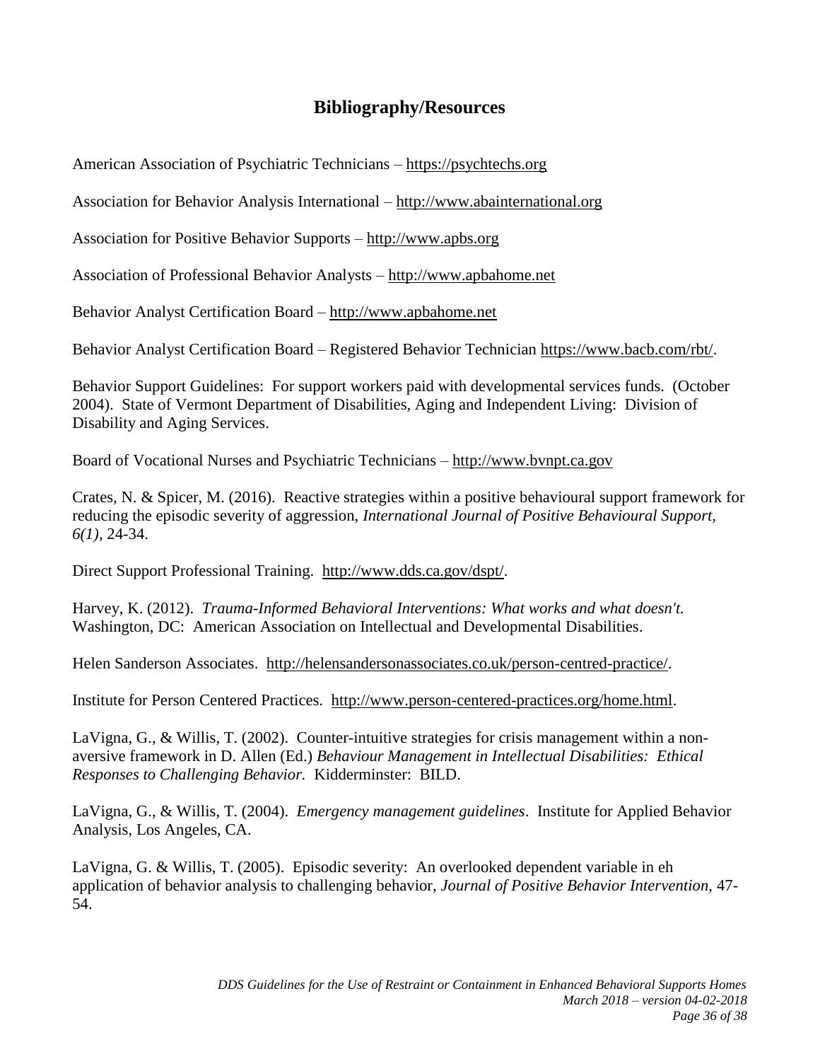## Bibliography/Resources

American Association of Psychiatric Technicians – https://psychtechs.org

Association for Behavior Analysis International – http://www.abainternational.org

Association for Positive Behavior Supports – http://www.apbs.org

Association of Professional Behavior Analysts – http://www.apbahome.net

Behavior Analyst Certification Board – http://www.apbahome.net

Behavior Analyst Certification Board – Registered Behavior Technician https://www.bacb.com/rbt/.

Behavior Support Guidelines: For support workers paid with developmental services funds. (October 2004). State of Vermont Department of Disabilities, Aging and Independent Living: Division of Disability and Aging Services.

Board of Vocational Nurses and Psychiatric Technicians – http://www.bvnpt.ca.gov

Crates, N. & Spicer, M. (2016). Reactive strategies within a positive behavioural support framework for reducing the episodic severity of aggression, *International Journal of Positive Behavioural Support, 6(1)*, 24-34.

Direct Support Professional Training. http://www.dds.ca.gov/dspt/.

Harvey, K. (2012). *Trauma-Informed Behavioral Interventions: What works and what doesn't.* Washington, DC: American Association on Intellectual and Developmental Disabilities.

Helen Sanderson Associates. http://helensandersonassociates.co.uk/person-centred-practice/.

Institute for Person Centered Practices. http://www.person-centered-practices.org/home.html.

LaVigna, G., & Willis, T. (2002). Counter-intuitive strategies for crisis management within a non-aversive framework in D. Allen (Ed.) *Behaviour Management in Intellectual Disabilities: Ethical Responses to Challenging Behavior.* Kidderminster: BILD.

LaVigna, G., & Willis, T. (2004). *Emergency management guidelines*. Institute for Applied Behavior Analysis, Los Angeles, CA.

LaVigna, G. & Willis, T. (2005). Episodic severity: An overlooked dependent variable in eh application of behavior analysis to challenging behavior, *Journal of Positive Behavior Intervention*, 47-54.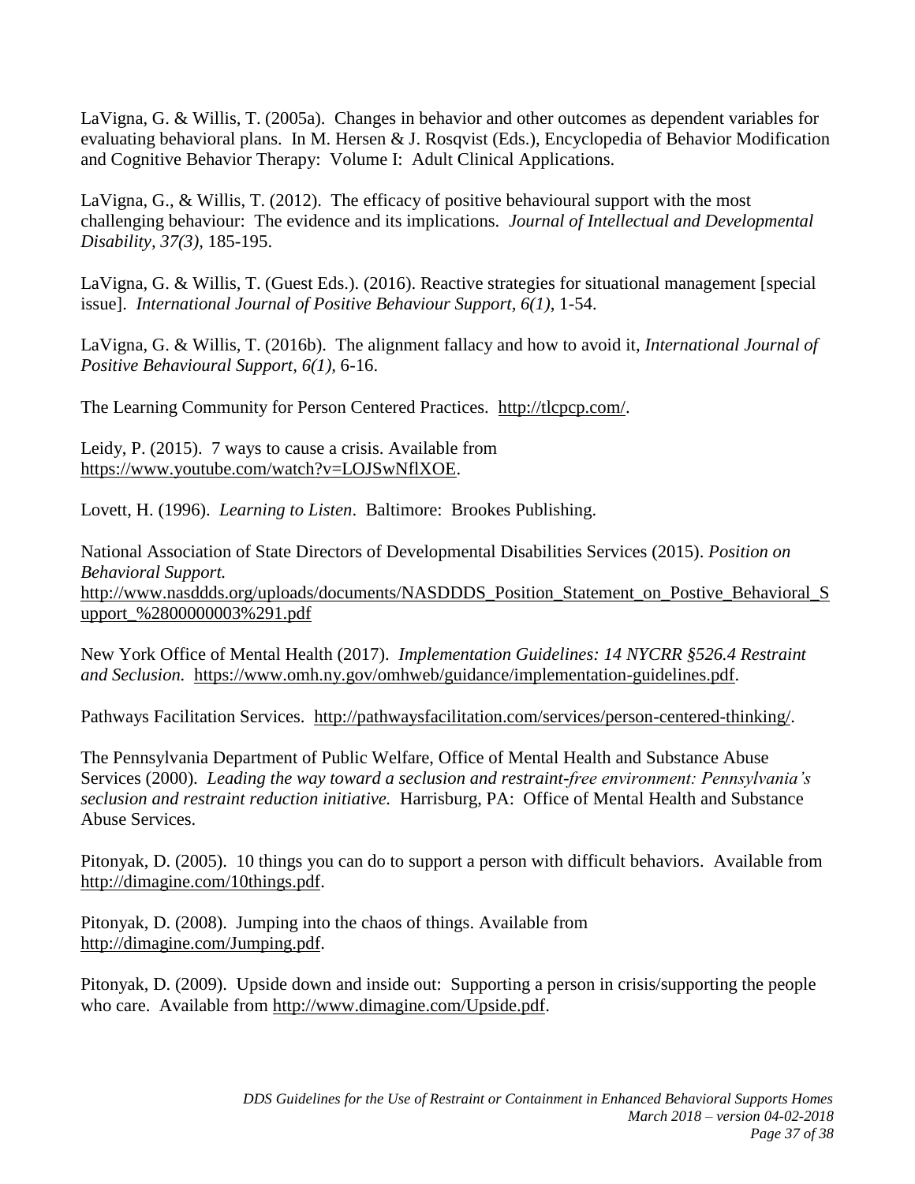LaVigna, G. & Willis, T. (2005a). Changes in behavior and other outcomes as dependent variables for evaluating behavioral plans. In M. Hersen & J. Rosqvist (Eds.), Encyclopedia of Behavior Modification and Cognitive Behavior Therapy: Volume I: Adult Clinical Applications.

LaVigna, G., & Willis, T. (2012). The efficacy of positive behavioural support with the most challenging behaviour: The evidence and its implications. *Journal of Intellectual and Developmental Disability, 37(3)*, 185-195.

LaVigna, G. & Willis, T. (Guest Eds.). (2016). Reactive strategies for situational management [special issue]. *International Journal of Positive Behaviour Support, 6(1)*, 1-54.

LaVigna, G. & Willis, T. (2016b). The alignment fallacy and how to avoid it, *International Journal of Positive Behavioural Support, 6(1)*, 6-16.

The Learning Community for Person Centered Practices. http://tlcpcp.com/.

Leidy, P. (2015). 7 ways to cause a crisis. Available from https://www.youtube.com/watch?v=LOJSwNflXOE.

Lovett, H. (1996). *Learning to Listen*. Baltimore: Brookes Publishing.

National Association of State Directors of Developmental Disabilities Services (2015). *Position on Behavioral Support.* http://www.nasddds.org/uploads/documents/NASDDDS_Position_Statement_on_Postive_Behavioral_Support_%2800000003%291.pdf

New York Office of Mental Health (2017). *Implementation Guidelines: 14 NYCRR §526.4 Restraint and Seclusion.* https://www.omh.ny.gov/omhweb/guidance/implementation-guidelines.pdf.

Pathways Facilitation Services. http://pathwaysfacilitation.com/services/person-centered-thinking/.

The Pennsylvania Department of Public Welfare, Office of Mental Health and Substance Abuse Services (2000). *Leading the way toward a seclusion and restraint-free environment: Pennsylvania's seclusion and restraint reduction initiative.* Harrisburg, PA: Office of Mental Health and Substance Abuse Services.

Pitonyak, D. (2005). 10 things you can do to support a person with difficult behaviors. Available from http://dimagine.com/10things.pdf.

Pitonyak, D. (2008). Jumping into the chaos of things. Available from http://dimagine.com/Jumping.pdf.

Pitonyak, D. (2009). Upside down and inside out: Supporting a person in crisis/supporting the people who care. Available from http://www.dimagine.com/Upside.pdf.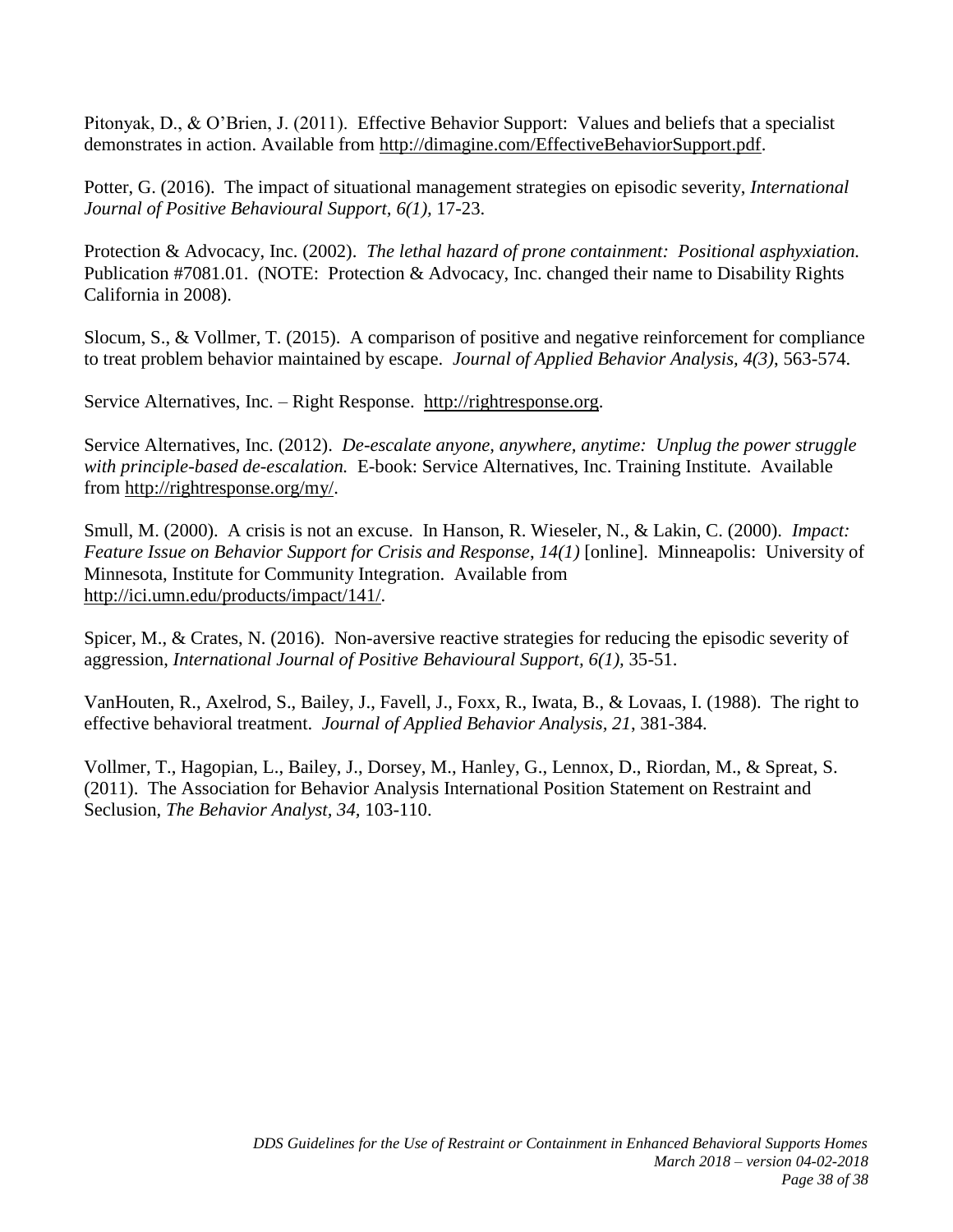Pitonyak, D., & O'Brien, J. (2011). Effective Behavior Support: Values and beliefs that a specialist demonstrates in action. Available from http://dimagine.com/EffectiveBehaviorSupport.pdf.

Potter, G. (2016). The impact of situational management strategies on episodic severity, *International Journal of Positive Behavioural Support, 6(1),* 17-23.

Protection & Advocacy, Inc. (2002). *The lethal hazard of prone containment: Positional asphyxiation.* Publication #7081.01. (NOTE: Protection & Advocacy, Inc. changed their name to Disability Rights California in 2008).

Slocum, S., & Vollmer, T. (2015). A comparison of positive and negative reinforcement for compliance to treat problem behavior maintained by escape. *Journal of Applied Behavior Analysis, 4(3)*, 563-574.

Service Alternatives, Inc. – Right Response. http://rightresponse.org.

Service Alternatives, Inc. (2012). *De-escalate anyone, anywhere, anytime: Unplug the power struggle with principle-based de-escalation.* E-book: Service Alternatives, Inc. Training Institute. Available from http://rightresponse.org/my/.

Smull, M. (2000). A crisis is not an excuse. In Hanson, R. Wieseler, N., & Lakin, C. (2000). *Impact: Feature Issue on Behavior Support for Crisis and Response*, *14(1)* [online]. Minneapolis: University of Minnesota, Institute for Community Integration. Available from http://ici.umn.edu/products/impact/141/.

Spicer, M., & Crates, N. (2016). Non-aversive reactive strategies for reducing the episodic severity of aggression, *International Journal of Positive Behavioural Support, 6(1),* 35-51.

VanHouten, R., Axelrod, S., Bailey, J., Favell, J., Foxx, R., Iwata, B., & Lovaas, I. (1988). The right to effective behavioral treatment. *Journal of Applied Behavior Analysis, 21*, 381-384.

Vollmer, T., Hagopian, L., Bailey, J., Dorsey, M., Hanley, G., Lennox, D., Riordan, M., & Spreat, S. (2011). The Association for Behavior Analysis International Position Statement on Restraint and Seclusion, *The Behavior Analyst, 34,* 103-110.